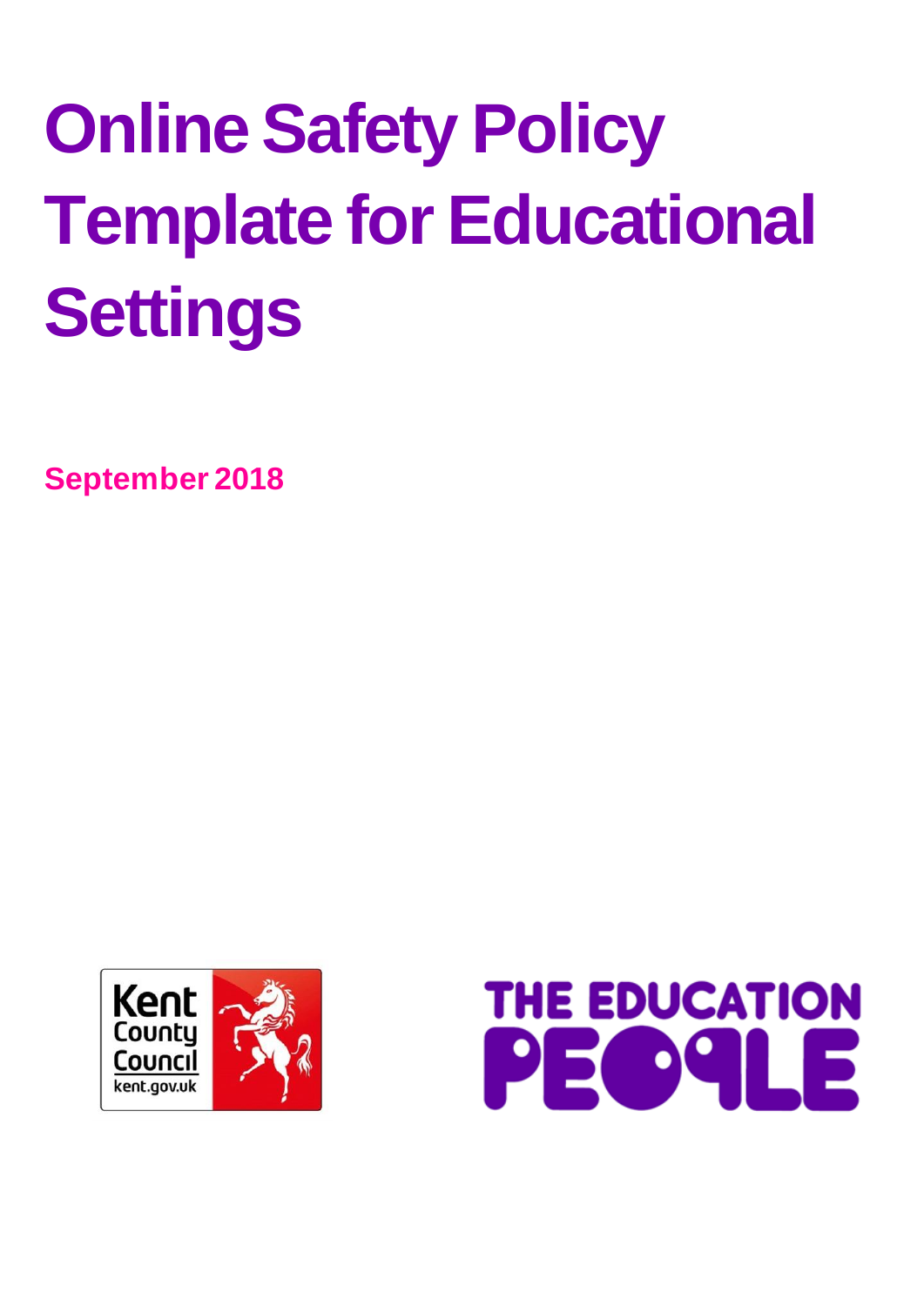# Online Safety Policy Template for Educational Settings

**September 2018**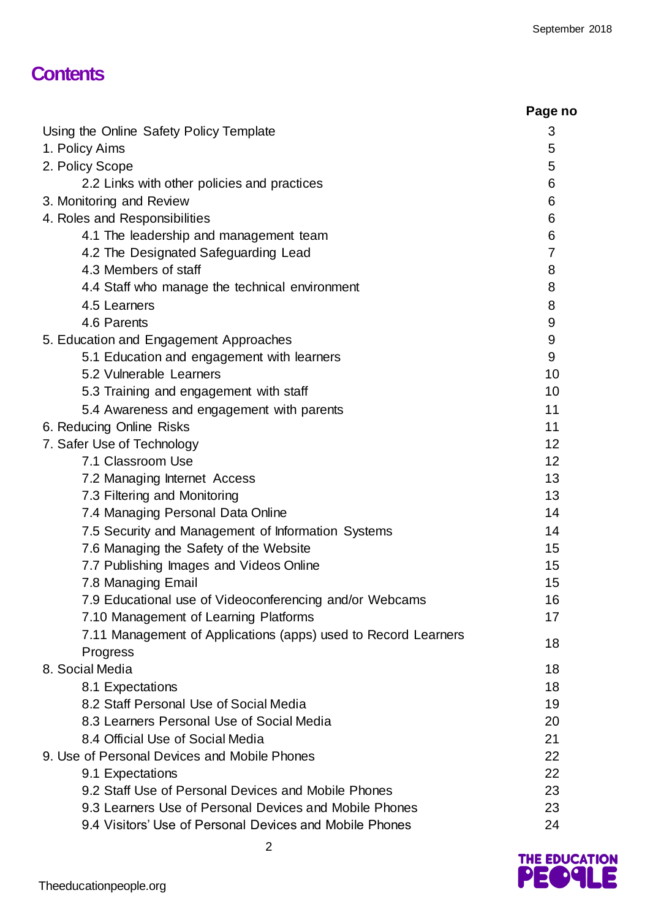# Contents

| | Page no |
|---|---|
| Using the Online Safety Policy Template | 3 |
| 1. Policy Aims | 5 |
| 2. Policy Scope | 5 |
| 2.2 Links with other policies and practices | 6 |
| 3. Monitoring and Review | 6 |
| 4. Roles and Responsibilities | 6 |
| 4.1 The leadership and management team | 6 |
| 4.2 The Designated Safeguarding Lead | 7 |
| 4.3 Members of staff | 8 |
| 4.4 Staff who manage the technical environment | 8 |
| 4.5 Learners | 8 |
| 4.6 Parents | 9 |
| 5. Education and Engagement Approaches | 9 |
| 5.1 Education and engagement with learners | 9 |
| 5.2 Vulnerable Learners | 10 |
| 5.3 Training and engagement with staff | 10 |
| 5.4 Awareness and engagement with parents | 11 |
| 6. Reducing Online Risks | 11 |
| 7. Safer Use of Technology | 12 |
| 7.1 Classroom Use | 12 |
| 7.2 Managing Internet Access | 13 |
| 7.3 Filtering and Monitoring | 13 |
| 7.4 Managing Personal Data Online | 14 |
| 7.5 Security and Management of Information Systems | 14 |
| 7.6 Managing the Safety of the Website | 15 |
| 7.7 Publishing Images and Videos Online | 15 |
| 7.8 Managing Email | 15 |
| 7.9 Educational use of Videoconferencing and/or Webcams | 16 |
| 7.10 Management of Learning Platforms | 17 |
| 7.11 Management of Applications (apps) used to Record Learners Progress | 18 |
| 8. Social Media | 18 |
| 8.1 Expectations | 18 |
| 8.2 Staff Personal Use of Social Media | 19 |
| 8.3 Learners Personal Use of Social Media | 20 |
| 8.4 Official Use of Social Media | 21 |
| 9. Use of Personal Devices and Mobile Phones | 22 |
| 9.1 Expectations | 22 |
| 9.2 Staff Use of Personal Devices and Mobile Phones | 23 |
| 9.3 Learners Use of Personal Devices and Mobile Phones | 23 |
| 9.4 Visitors' Use of Personal Devices and Mobile Phones | 24 |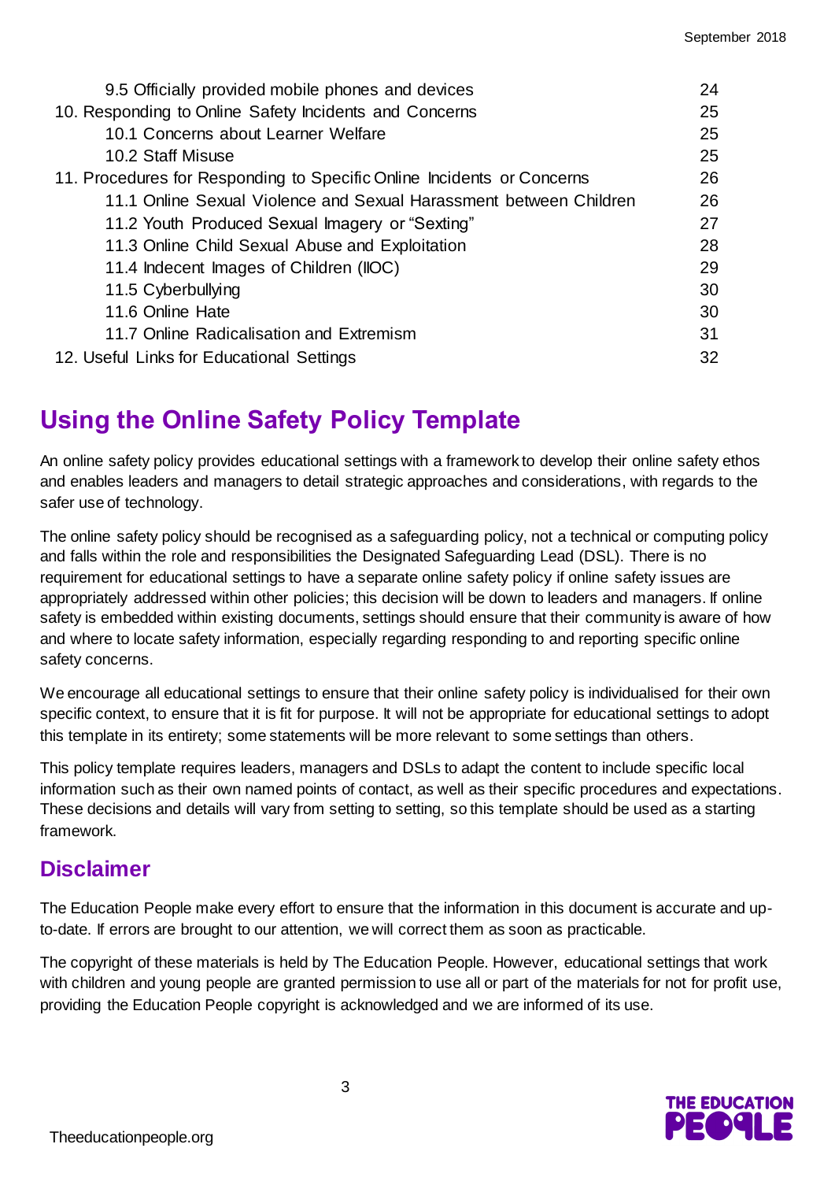| | |
|---|---|
| 9.5 Officially provided mobile phones and devices | 24 |
| 10. Responding to Online Safety Incidents and Concerns | 25 |
| 10.1 Concerns about Learner Welfare | 25 |
| 10.2 Staff Misuse | 25 |
| 11. Procedures for Responding to Specific Online Incidents or Concerns | 26 |
| 11.1 Online Sexual Violence and Sexual Harassment between Children | 26 |
| 11.2 Youth Produced Sexual Imagery or "Sexting" | 27 |
| 11.3 Online Child Sexual Abuse and Exploitation | 28 |
| 11.4 Indecent Images of Children (IIOC) | 29 |
| 11.5 Cyberbullying | 30 |
| 11.6 Online Hate | 30 |
| 11.7 Online Radicalisation and Extremism | 31 |
| 12. Useful Links for Educational Settings | 32 |

# Using the Online Safety Policy Template

An online safety policy provides educational settings with a framework to develop their online safety ethos and enables leaders and managers to detail strategic approaches and considerations, with regards to the safer use of technology.

The online safety policy should be recognised as a safeguarding policy, not a technical or computing policy and falls within the role and responsibilities the Designated Safeguarding Lead (DSL). There is no requirement for educational settings to have a separate online safety policy if online safety issues are appropriately addressed within other policies; this decision will be down to leaders and managers. If online safety is embedded within existing documents, settings should ensure that their community is aware of how and where to locate safety information, especially regarding responding to and reporting specific online safety concerns.

We encourage all educational settings to ensure that their online safety policy is individualised for their own specific context, to ensure that it is fit for purpose. It will not be appropriate for educational settings to adopt this template in its entirety; some statements will be more relevant to some settings than others.

This policy template requires leaders, managers and DSLs to adapt the content to include specific local information such as their own named points of contact, as well as their specific procedures and expectations. These decisions and details will vary from setting to setting, so this template should be used as a starting framework.

## Disclaimer

The Education People make every effort to ensure that the information in this document is accurate and up-to-date. If errors are brought to our attention, we will correct them as soon as practicable.

The copyright of these materials is held by The Education People. However, educational settings that work with children and young people are granted permission to use all or part of the materials for not for profit use, providing the Education People copyright is acknowledged and we are informed of its use.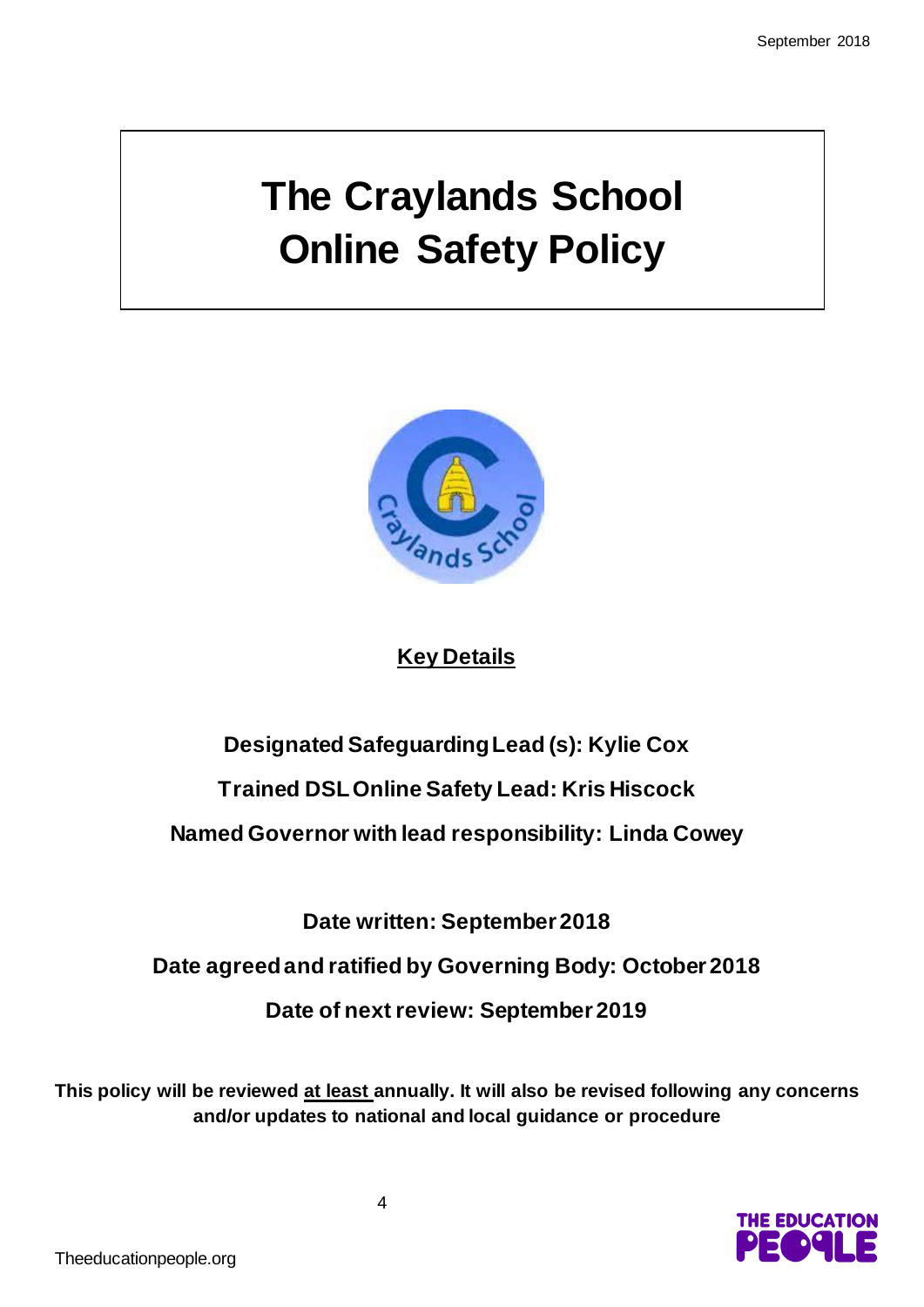# The Craylands School Online Safety Policy

## Key Details

**Designated Safeguarding Lead (s): Kylie Cox**

**Trained DSL Online Safety Lead: Kris Hiscock**

**Named Governor with lead responsibility: Linda Cowey**

**Date written: September 2018**

**Date agreed and ratified by Governing Body: October 2018**

**Date of next review: September 2019**

**This policy will be reviewed at least annually. It will also be revised following any concerns and/or updates to national and local guidance or procedure**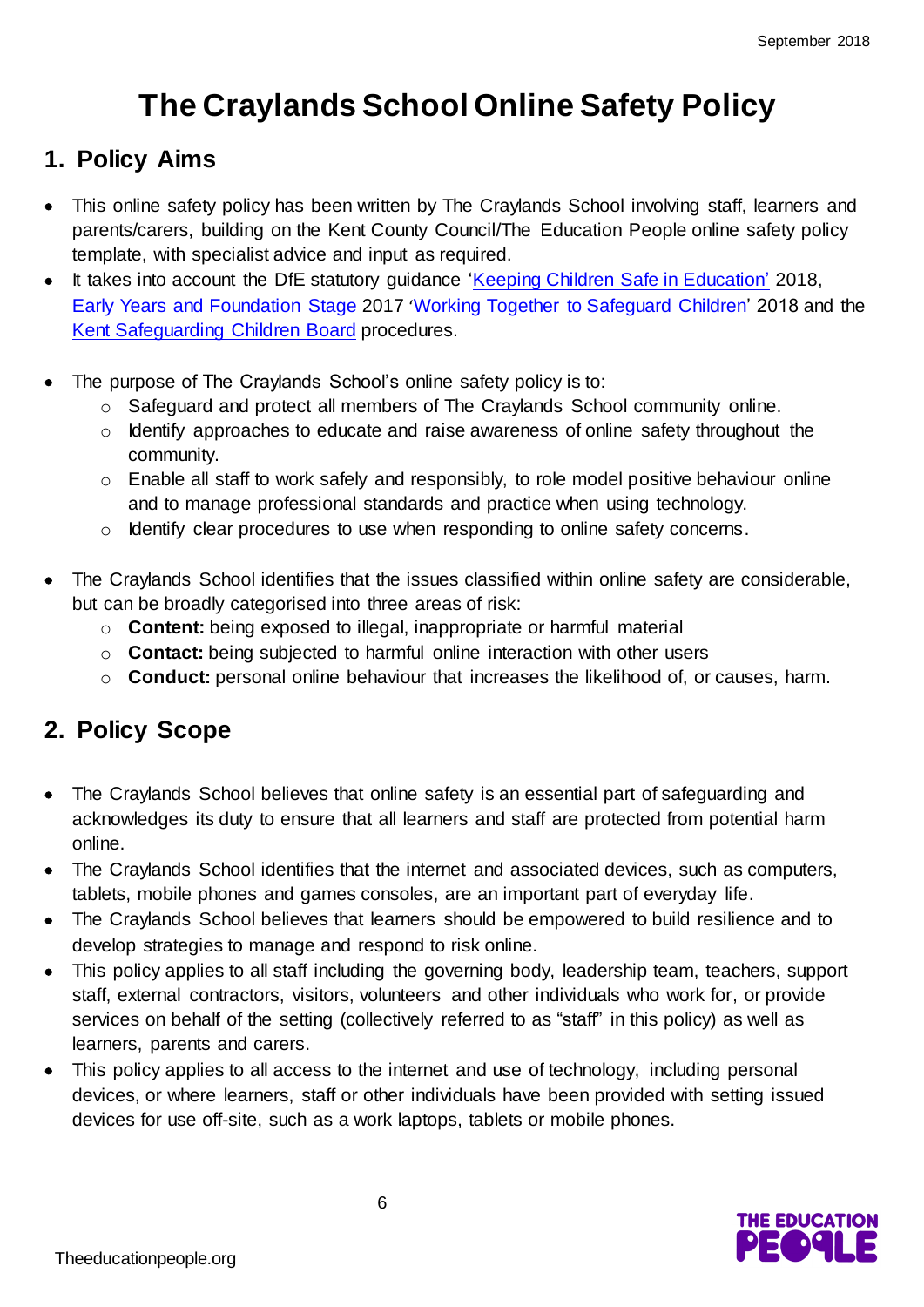# The Craylands School Online Safety Policy

## 1. Policy Aims

- This online safety policy has been written by The Craylands School involving staff, learners and parents/carers, building on the Kent County Council/The Education People online safety policy template, with specialist advice and input as required.
- It takes into account the DfE statutory guidance 'Keeping Children Safe in Education' 2018, Early Years and Foundation Stage 2017 'Working Together to Safeguard Children' 2018 and the Kent Safeguarding Children Board procedures.

- The purpose of The Craylands School's online safety policy is to:
  - Safeguard and protect all members of The Craylands School community online.
  - Identify approaches to educate and raise awareness of online safety throughout the community.
  - Enable all staff to work safely and responsibly, to role model positive behaviour online and to manage professional standards and practice when using technology.
  - Identify clear procedures to use when responding to online safety concerns.

- The Craylands School identifies that the issues classified within online safety are considerable, but can be broadly categorised into three areas of risk:
  - **Content:** being exposed to illegal, inappropriate or harmful material
  - **Contact:** being subjected to harmful online interaction with other users
  - **Conduct:** personal online behaviour that increases the likelihood of, or causes, harm.

## 2. Policy Scope

- The Craylands School believes that online safety is an essential part of safeguarding and acknowledges its duty to ensure that all learners and staff are protected from potential harm online.
- The Craylands School identifies that the internet and associated devices, such as computers, tablets, mobile phones and games consoles, are an important part of everyday life.
- The Craylands School believes that learners should be empowered to build resilience and to develop strategies to manage and respond to risk online.
- This policy applies to all staff including the governing body, leadership team, teachers, support staff, external contractors, visitors, volunteers and other individuals who work for, or provide services on behalf of the setting (collectively referred to as "staff" in this policy) as well as learners, parents and carers.
- This policy applies to all access to the internet and use of technology, including personal devices, or where learners, staff or other individuals have been provided with setting issued devices for use off-site, such as a work laptops, tablets or mobile phones.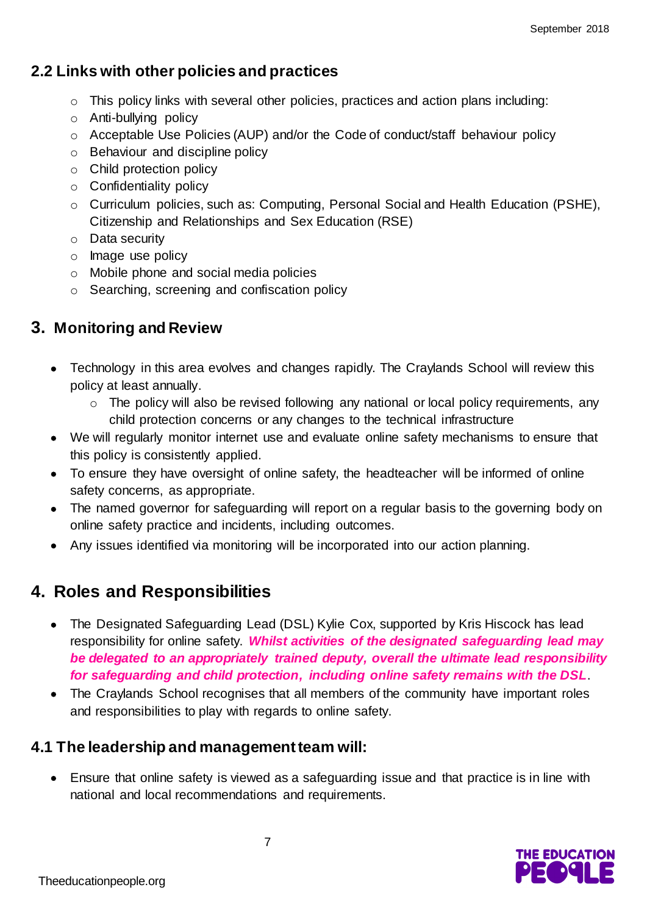## 2.2 Links with other policies and practices

- This policy links with several other policies, practices and action plans including:
- Anti-bullying policy
- Acceptable Use Policies (AUP) and/or the Code of conduct/staff behaviour policy
- Behaviour and discipline policy
- Child protection policy
- Confidentiality policy
- Curriculum policies, such as: Computing, Personal Social and Health Education (PSHE), Citizenship and Relationships and Sex Education (RSE)
- Data security
- Image use policy
- Mobile phone and social media policies
- Searching, screening and confiscation policy

## 3. Monitoring and Review

- Technology in this area evolves and changes rapidly. The Craylands School will review this policy at least annually.
  - The policy will also be revised following any national or local policy requirements, any child protection concerns or any changes to the technical infrastructure
- We will regularly monitor internet use and evaluate online safety mechanisms to ensure that this policy is consistently applied.
- To ensure they have oversight of online safety, the headteacher will be informed of online safety concerns, as appropriate.
- The named governor for safeguarding will report on a regular basis to the governing body on online safety practice and incidents, including outcomes.
- Any issues identified via monitoring will be incorporated into our action planning.

## 4. Roles and Responsibilities

- The Designated Safeguarding Lead (DSL) Kylie Cox, supported by Kris Hiscock has lead responsibility for online safety. ***Whilst activities of the designated safeguarding lead may be delegated to an appropriately trained deputy, overall the ultimate lead responsibility for safeguarding and child protection, including online safety remains with the DSL***.
- The Craylands School recognises that all members of the community have important roles and responsibilities to play with regards to online safety.

## 4.1 The leadership and management team will:

- Ensure that online safety is viewed as a safeguarding issue and that practice is in line with national and local recommendations and requirements.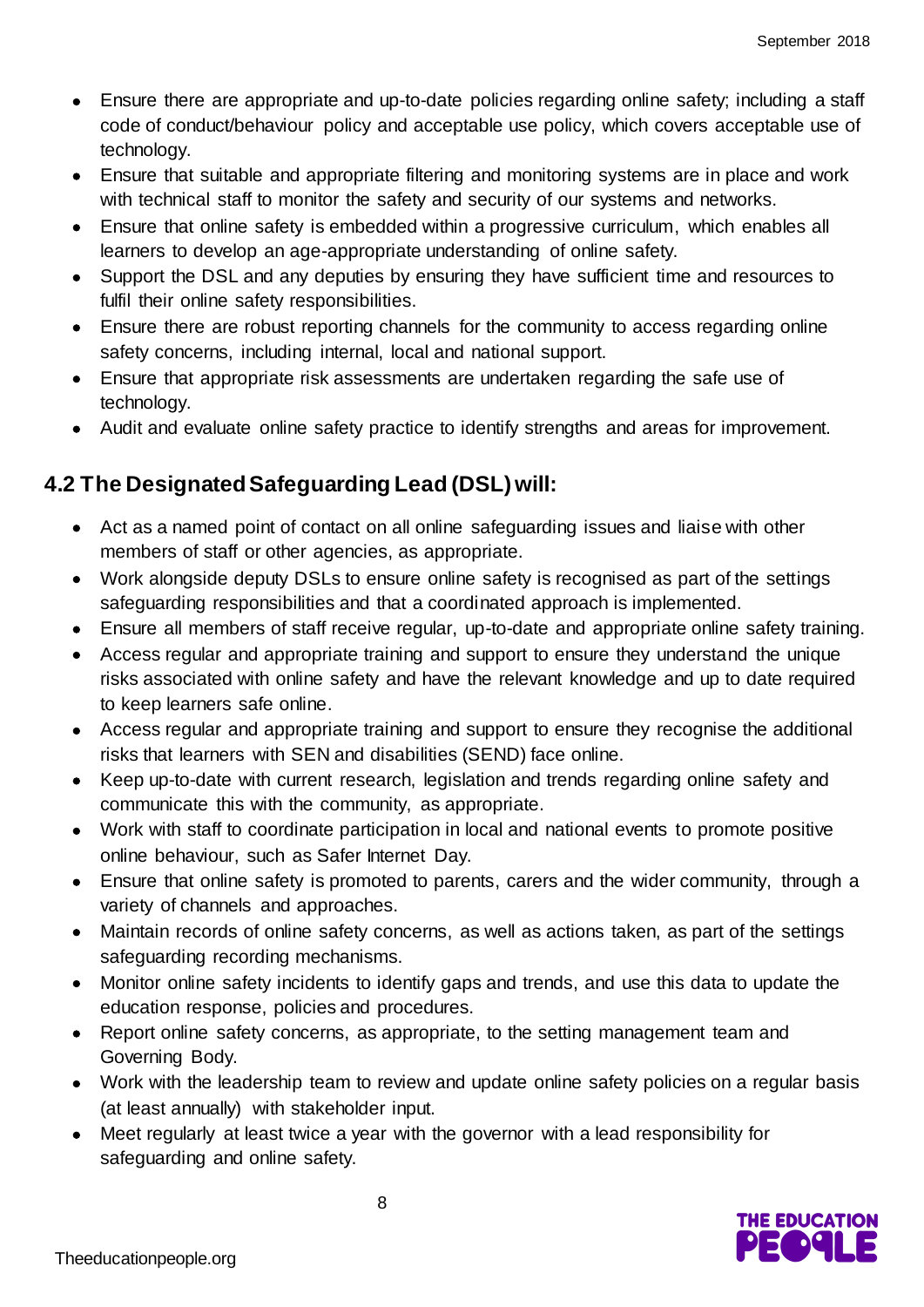- Ensure there are appropriate and up-to-date policies regarding online safety; including a staff code of conduct/behaviour policy and acceptable use policy, which covers acceptable use of technology.
- Ensure that suitable and appropriate filtering and monitoring systems are in place and work with technical staff to monitor the safety and security of our systems and networks.
- Ensure that online safety is embedded within a progressive curriculum, which enables all learners to develop an age-appropriate understanding of online safety.
- Support the DSL and any deputies by ensuring they have sufficient time and resources to fulfil their online safety responsibilities.
- Ensure there are robust reporting channels for the community to access regarding online safety concerns, including internal, local and national support.
- Ensure that appropriate risk assessments are undertaken regarding the safe use of technology.
- Audit and evaluate online safety practice to identify strengths and areas for improvement.

## 4.2 The Designated Safeguarding Lead (DSL) will:

- Act as a named point of contact on all online safeguarding issues and liaise with other members of staff or other agencies, as appropriate.
- Work alongside deputy DSLs to ensure online safety is recognised as part of the settings safeguarding responsibilities and that a coordinated approach is implemented.
- Ensure all members of staff receive regular, up-to-date and appropriate online safety training.
- Access regular and appropriate training and support to ensure they understand the unique risks associated with online safety and have the relevant knowledge and up to date required to keep learners safe online.
- Access regular and appropriate training and support to ensure they recognise the additional risks that learners with SEN and disabilities (SEND) face online.
- Keep up-to-date with current research, legislation and trends regarding online safety and communicate this with the community, as appropriate.
- Work with staff to coordinate participation in local and national events to promote positive online behaviour, such as Safer Internet Day.
- Ensure that online safety is promoted to parents, carers and the wider community, through a variety of channels and approaches.
- Maintain records of online safety concerns, as well as actions taken, as part of the settings safeguarding recording mechanisms.
- Monitor online safety incidents to identify gaps and trends, and use this data to update the education response, policies and procedures.
- Report online safety concerns, as appropriate, to the setting management team and Governing Body.
- Work with the leadership team to review and update online safety policies on a regular basis (at least annually) with stakeholder input.
- Meet regularly at least twice a year with the governor with a lead responsibility for safeguarding and online safety.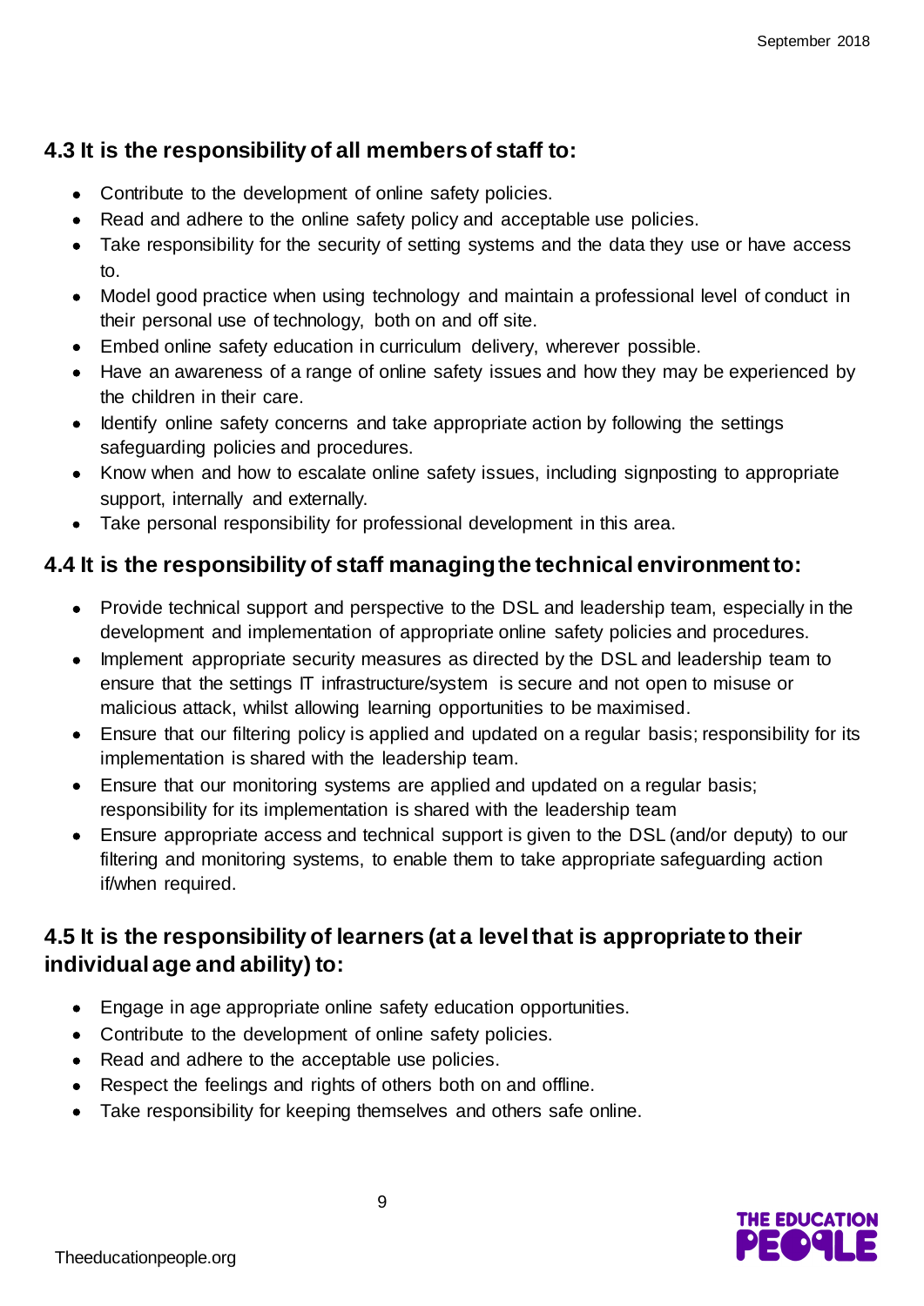### 4.3 It is the responsibility of all members of staff to:

- Contribute to the development of online safety policies.
- Read and adhere to the online safety policy and acceptable use policies.
- Take responsibility for the security of setting systems and the data they use or have access to.
- Model good practice when using technology and maintain a professional level of conduct in their personal use of technology, both on and off site.
- Embed online safety education in curriculum delivery, wherever possible.
- Have an awareness of a range of online safety issues and how they may be experienced by the children in their care.
- Identify online safety concerns and take appropriate action by following the settings safeguarding policies and procedures.
- Know when and how to escalate online safety issues, including signposting to appropriate support, internally and externally.
- Take personal responsibility for professional development in this area.

### 4.4 It is the responsibility of staff managing the technical environment to:

- Provide technical support and perspective to the DSL and leadership team, especially in the development and implementation of appropriate online safety policies and procedures.
- Implement appropriate security measures as directed by the DSL and leadership team to ensure that the settings IT infrastructure/system is secure and not open to misuse or malicious attack, whilst allowing learning opportunities to be maximised.
- Ensure that our filtering policy is applied and updated on a regular basis; responsibility for its implementation is shared with the leadership team.
- Ensure that our monitoring systems are applied and updated on a regular basis; responsibility for its implementation is shared with the leadership team
- Ensure appropriate access and technical support is given to the DSL (and/or deputy) to our filtering and monitoring systems, to enable them to take appropriate safeguarding action if/when required.

### 4.5 It is the responsibility of learners (at a level that is appropriate to their individual age and ability) to:

- Engage in age appropriate online safety education opportunities.
- Contribute to the development of online safety policies.
- Read and adhere to the acceptable use policies.
- Respect the feelings and rights of others both on and offline.
- Take responsibility for keeping themselves and others safe online.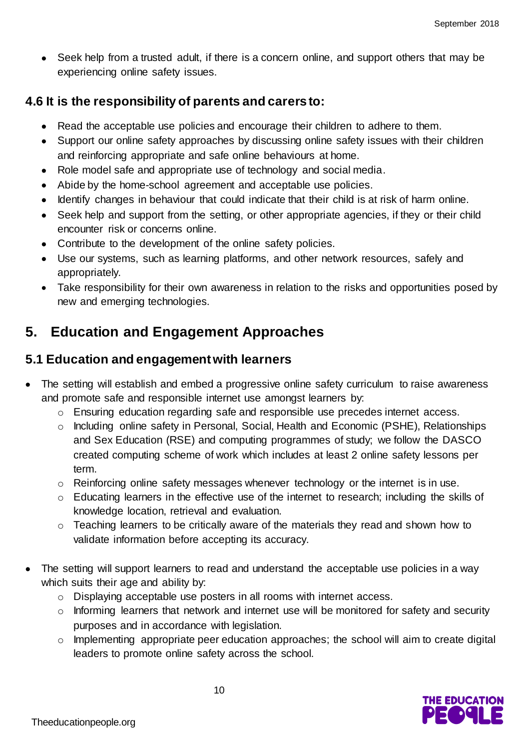- Seek help from a trusted adult, if there is a concern online, and support others that may be experiencing online safety issues.

### 4.6 It is the responsibility of parents and carers to:

- Read the acceptable use policies and encourage their children to adhere to them.
- Support our online safety approaches by discussing online safety issues with their children and reinforcing appropriate and safe online behaviours at home.
- Role model safe and appropriate use of technology and social media.
- Abide by the home-school agreement and acceptable use policies.
- Identify changes in behaviour that could indicate that their child is at risk of harm online.
- Seek help and support from the setting, or other appropriate agencies, if they or their child encounter risk or concerns online.
- Contribute to the development of the online safety policies.
- Use our systems, such as learning platforms, and other network resources, safely and appropriately.
- Take responsibility for their own awareness in relation to the risks and opportunities posed by new and emerging technologies.

## 5. Education and Engagement Approaches

### 5.1 Education and engagement with learners

- The setting will establish and embed a progressive online safety curriculum to raise awareness and promote safe and responsible internet use amongst learners by:
  - Ensuring education regarding safe and responsible use precedes internet access.
  - Including online safety in Personal, Social, Health and Economic (PSHE), Relationships and Sex Education (RSE) and computing programmes of study; we follow the DASCO created computing scheme of work which includes at least 2 online safety lessons per term.
  - Reinforcing online safety messages whenever technology or the internet is in use.
  - Educating learners in the effective use of the internet to research; including the skills of knowledge location, retrieval and evaluation.
  - Teaching learners to be critically aware of the materials they read and shown how to validate information before accepting its accuracy.

- The setting will support learners to read and understand the acceptable use policies in a way which suits their age and ability by:
  - Displaying acceptable use posters in all rooms with internet access.
  - Informing learners that network and internet use will be monitored for safety and security purposes and in accordance with legislation.
  - Implementing appropriate peer education approaches; the school will aim to create digital leaders to promote online safety across the school.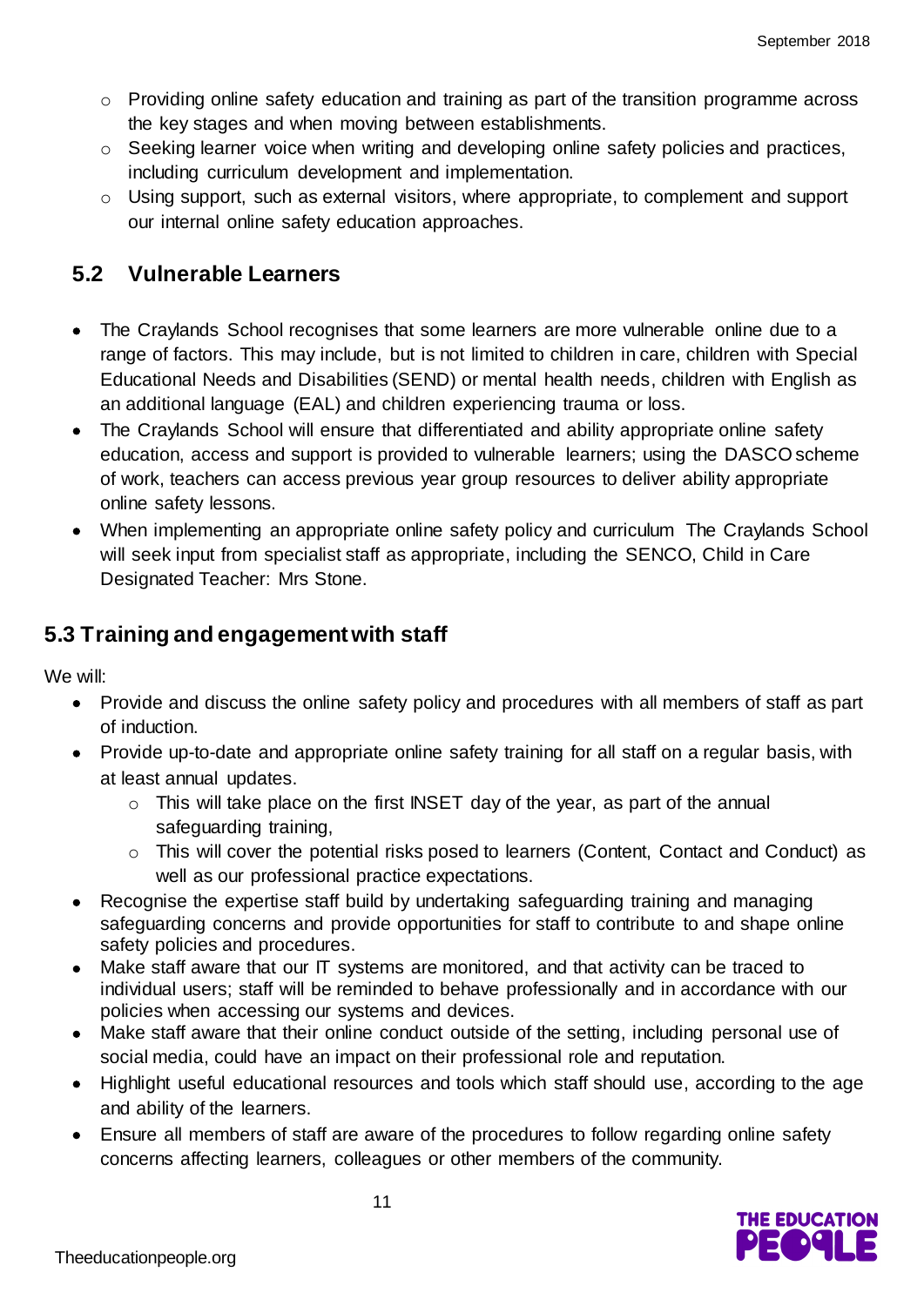- Providing online safety education and training as part of the transition programme across the key stages and when moving between establishments.
- Seeking learner voice when writing and developing online safety policies and practices, including curriculum development and implementation.
- Using support, such as external visitors, where appropriate, to complement and support our internal online safety education approaches.

### 5.2 Vulnerable Learners

- The Craylands School recognises that some learners are more vulnerable online due to a range of factors. This may include, but is not limited to children in care, children with Special Educational Needs and Disabilities (SEND) or mental health needs, children with English as an additional language (EAL) and children experiencing trauma or loss.
- The Craylands School will ensure that differentiated and ability appropriate online safety education, access and support is provided to vulnerable learners; using the DASCO scheme of work, teachers can access previous year group resources to deliver ability appropriate online safety lessons.
- When implementing an appropriate online safety policy and curriculum The Craylands School will seek input from specialist staff as appropriate, including the SENCO, Child in Care Designated Teacher: Mrs Stone.

## 5.3 Training and engagement with staff

We will:

- Provide and discuss the online safety policy and procedures with all members of staff as part of induction.
- Provide up-to-date and appropriate online safety training for all staff on a regular basis, with at least annual updates.
    - This will take place on the first INSET day of the year, as part of the annual safeguarding training,
    - This will cover the potential risks posed to learners (Content, Contact and Conduct) as well as our professional practice expectations.
- Recognise the expertise staff build by undertaking safeguarding training and managing safeguarding concerns and provide opportunities for staff to contribute to and shape online safety policies and procedures.
- Make staff aware that our IT systems are monitored, and that activity can be traced to individual users; staff will be reminded to behave professionally and in accordance with our policies when accessing our systems and devices.
- Make staff aware that their online conduct outside of the setting, including personal use of social media, could have an impact on their professional role and reputation.
- Highlight useful educational resources and tools which staff should use, according to the age and ability of the learners.
- Ensure all members of staff are aware of the procedures to follow regarding online safety concerns affecting learners, colleagues or other members of the community.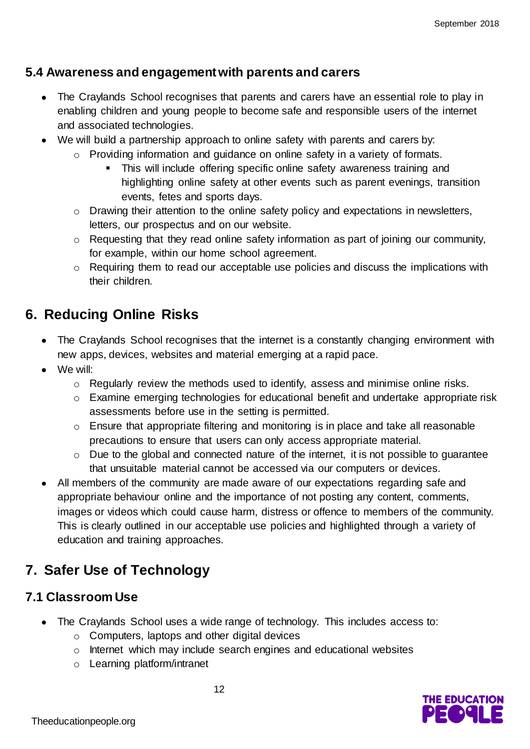### 5.4 Awareness and engagement with parents and carers

- The Craylands School recognises that parents and carers have an essential role to play in enabling children and young people to become safe and responsible users of the internet and associated technologies.
- We will build a partnership approach to online safety with parents and carers by:
    - Providing information and guidance on online safety in a variety of formats.
        - This will include offering specific online safety awareness training and highlighting online safety at other events such as parent evenings, transition events, fetes and sports days.
    - Drawing their attention to the online safety policy and expectations in newsletters, letters, our prospectus and on our website.
    - Requesting that they read online safety information as part of joining our community, for example, within our home school agreement.
    - Requiring them to read our acceptable use policies and discuss the implications with their children.

## 6. Reducing Online Risks

- The Craylands School recognises that the internet is a constantly changing environment with new apps, devices, websites and material emerging at a rapid pace.
- We will:
    - Regularly review the methods used to identify, assess and minimise online risks.
    - Examine emerging technologies for educational benefit and undertake appropriate risk assessments before use in the setting is permitted.
    - Ensure that appropriate filtering and monitoring is in place and take all reasonable precautions to ensure that users can only access appropriate material.
    - Due to the global and connected nature of the internet, it is not possible to guarantee that unsuitable material cannot be accessed via our computers or devices.
- All members of the community are made aware of our expectations regarding safe and appropriate behaviour online and the importance of not posting any content, comments, images or videos which could cause harm, distress or offence to members of the community. This is clearly outlined in our acceptable use policies and highlighted through a variety of education and training approaches.

## 7. Safer Use of Technology

### 7.1 Classroom Use

- The Craylands School uses a wide range of technology. This includes access to:
    - Computers, laptops and other digital devices
    - Internet which may include search engines and educational websites
    - Learning platform/intranet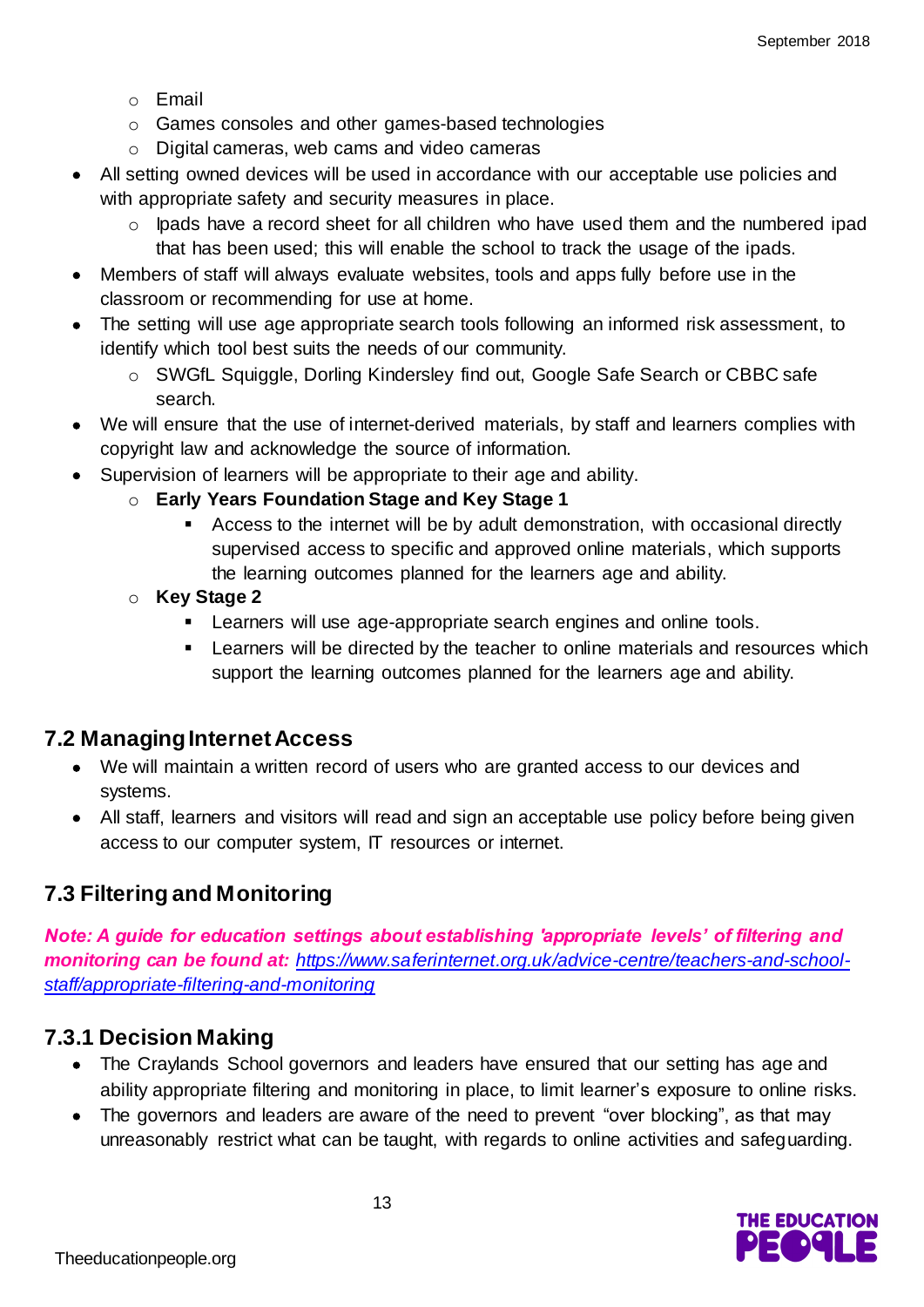- Email
    - Games consoles and other games-based technologies
    - Digital cameras, web cams and video cameras
- All setting owned devices will be used in accordance with our acceptable use policies and with appropriate safety and security measures in place.
    - Ipads have a record sheet for all children who have used them and the numbered ipad that has been used; this will enable the school to track the usage of the ipads.
- Members of staff will always evaluate websites, tools and apps fully before use in the classroom or recommending for use at home.
- The setting will use age appropriate search tools following an informed risk assessment, to identify which tool best suits the needs of our community.
    - SWGfL Squiggle, Dorling Kindersley find out, Google Safe Search or CBBC safe search.
- We will ensure that the use of internet-derived materials, by staff and learners complies with copyright law and acknowledge the source of information.
- Supervision of learners will be appropriate to their age and ability.
    - **Early Years Foundation Stage and Key Stage 1**
        - Access to the internet will be by adult demonstration, with occasional directly supervised access to specific and approved online materials, which supports the learning outcomes planned for the learners age and ability.
    - **Key Stage 2**
        - Learners will use age-appropriate search engines and online tools.
        - Learners will be directed by the teacher to online materials and resources which support the learning outcomes planned for the learners age and ability.

## 7.2 Managing Internet Access

- We will maintain a written record of users who are granted access to our devices and systems.
- All staff, learners and visitors will read and sign an acceptable use policy before being given access to our computer system, IT resources or internet.

## 7.3 Filtering and Monitoring

***Note: A guide for education settings about establishing 'appropriate levels' of filtering and monitoring can be found at:*** *https://www.saferinternet.org.uk/advice-centre/teachers-and-school-staff/appropriate-filtering-and-monitoring*

### 7.3.1 Decision Making

- The Craylands School governors and leaders have ensured that our setting has age and ability appropriate filtering and monitoring in place, to limit learner's exposure to online risks.
- The governors and leaders are aware of the need to prevent "over blocking", as that may unreasonably restrict what can be taught, with regards to online activities and safeguarding.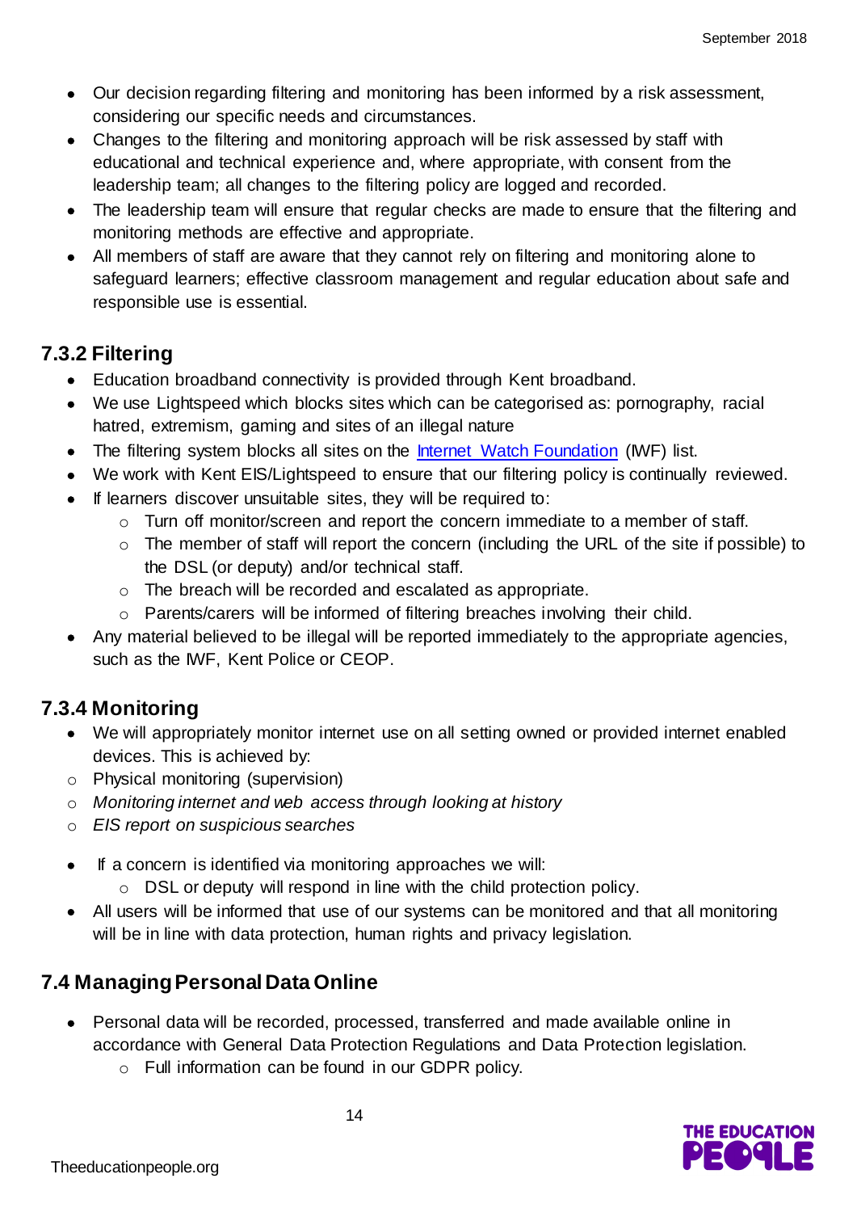- Our decision regarding filtering and monitoring has been informed by a risk assessment, considering our specific needs and circumstances.
- Changes to the filtering and monitoring approach will be risk assessed by staff with educational and technical experience and, where appropriate, with consent from the leadership team; all changes to the filtering policy are logged and recorded.
- The leadership team will ensure that regular checks are made to ensure that the filtering and monitoring methods are effective and appropriate.
- All members of staff are aware that they cannot rely on filtering and monitoring alone to safeguard learners; effective classroom management and regular education about safe and responsible use is essential.

### 7.3.2 Filtering

- Education broadband connectivity is provided through Kent broadband.
- We use Lightspeed which blocks sites which can be categorised as: pornography, racial hatred, extremism, gaming and sites of an illegal nature
- The filtering system blocks all sites on the [Internet Watch Foundation](https://www.iwf.org.uk/) (IWF) list.
- We work with Kent EIS/Lightspeed to ensure that our filtering policy is continually reviewed.
- If learners discover unsuitable sites, they will be required to:
  - Turn off monitor/screen and report the concern immediate to a member of staff.
  - The member of staff will report the concern (including the URL of the site if possible) to the DSL (or deputy) and/or technical staff.
  - The breach will be recorded and escalated as appropriate.
  - Parents/carers will be informed of filtering breaches involving their child.
- Any material believed to be illegal will be reported immediately to the appropriate agencies, such as the IWF, Kent Police or CEOP.

### 7.3.4 Monitoring

- We will appropriately monitor internet use on all setting owned or provided internet enabled devices. This is achieved by:
  - Physical monitoring (supervision)
  - *Monitoring internet and web access through looking at history*
  - *EIS report on suspicious searches*
- If a concern is identified via monitoring approaches we will:
  - DSL or deputy will respond in line with the child protection policy.
- All users will be informed that use of our systems can be monitored and that all monitoring will be in line with data protection, human rights and privacy legislation.

## 7.4 Managing Personal Data Online

- Personal data will be recorded, processed, transferred and made available online in accordance with General Data Protection Regulations and Data Protection legislation.
  - Full information can be found in our GDPR policy.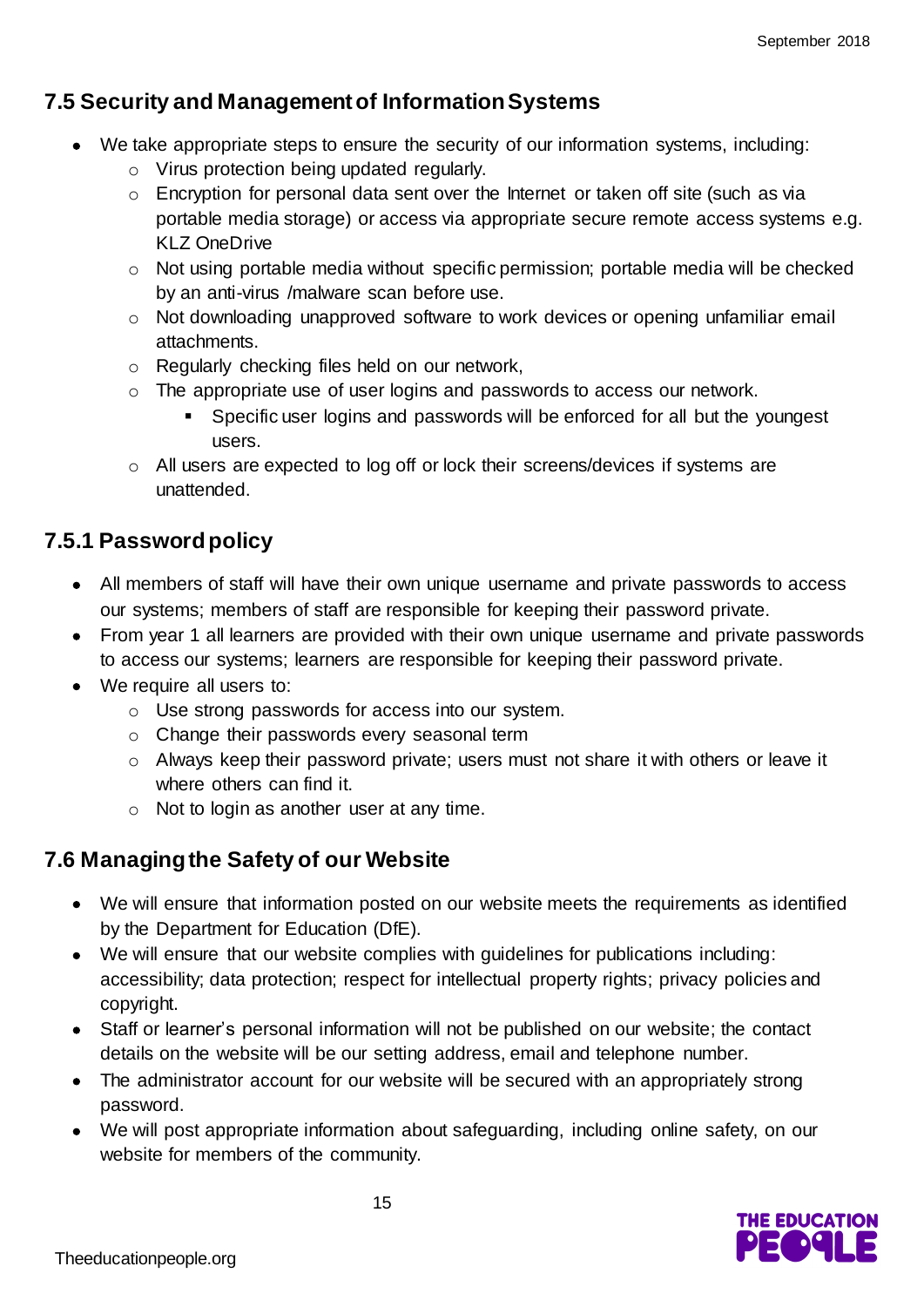## 7.5 Security and Management of Information Systems

- We take appropriate steps to ensure the security of our information systems, including:
  - Virus protection being updated regularly.
  - Encryption for personal data sent over the Internet or taken off site (such as via portable media storage) or access via appropriate secure remote access systems e.g. KLZ OneDrive
  - Not using portable media without specific permission; portable media will be checked by an anti-virus /malware scan before use.
  - Not downloading unapproved software to work devices or opening unfamiliar email attachments.
  - Regularly checking files held on our network,
  - The appropriate use of user logins and passwords to access our network.
    - Specific user logins and passwords will be enforced for all but the youngest users.
  - All users are expected to log off or lock their screens/devices if systems are unattended.

### 7.5.1 Password policy

- All members of staff will have their own unique username and private passwords to access our systems; members of staff are responsible for keeping their password private.
- From year 1 all learners are provided with their own unique username and private passwords to access our systems; learners are responsible for keeping their password private.
- We require all users to:
  - Use strong passwords for access into our system.
  - Change their passwords every seasonal term
  - Always keep their password private; users must not share it with others or leave it where others can find it.
  - Not to login as another user at any time.

## 7.6 Managing the Safety of our Website

- We will ensure that information posted on our website meets the requirements as identified by the Department for Education (DfE).
- We will ensure that our website complies with guidelines for publications including: accessibility; data protection; respect for intellectual property rights; privacy policies and copyright.
- Staff or learner's personal information will not be published on our website; the contact details on the website will be our setting address, email and telephone number.
- The administrator account for our website will be secured with an appropriately strong password.
- We will post appropriate information about safeguarding, including online safety, on our website for members of the community.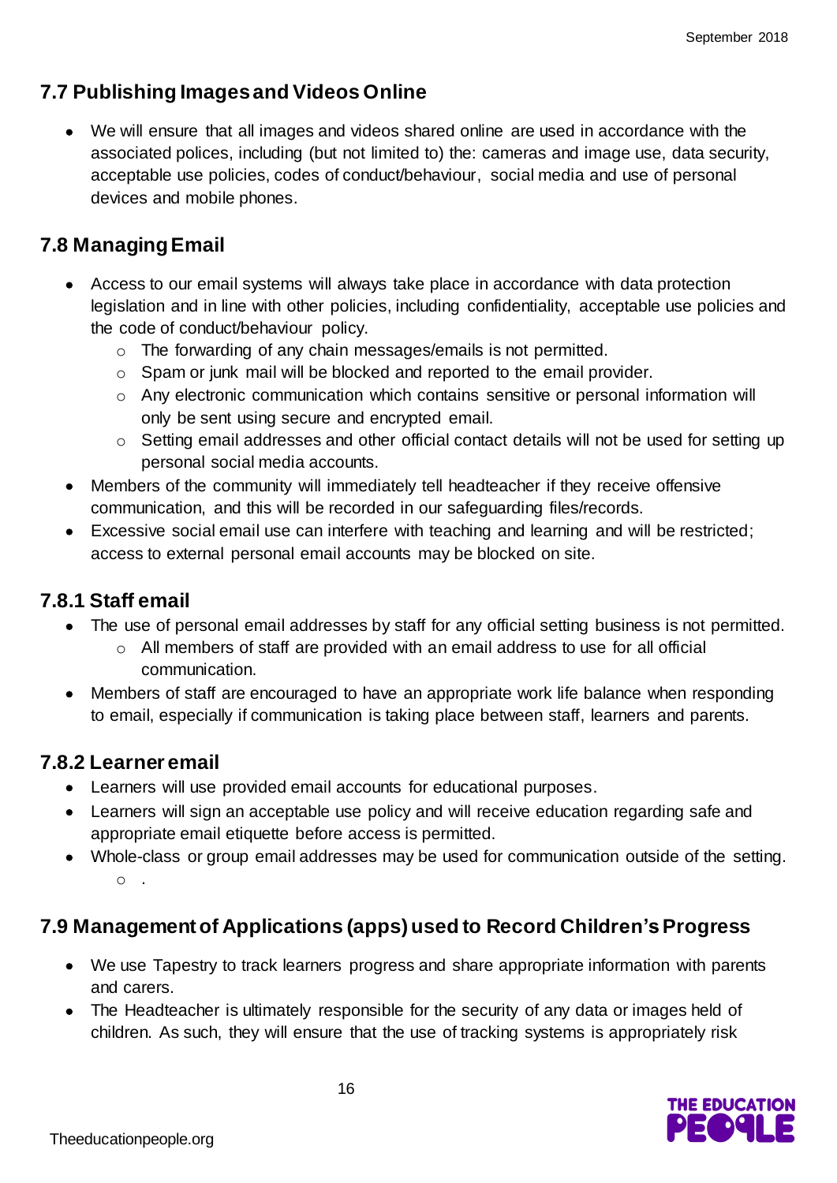## 7.7 Publishing Images and Videos Online

- We will ensure that all images and videos shared online are used in accordance with the associated polices, including (but not limited to) the: cameras and image use, data security, acceptable use policies, codes of conduct/behaviour, social media and use of personal devices and mobile phones.

## 7.8 Managing Email

- Access to our email systems will always take place in accordance with data protection legislation and in line with other policies, including confidentiality, acceptable use policies and the code of conduct/behaviour policy.
  - The forwarding of any chain messages/emails is not permitted.
  - Spam or junk mail will be blocked and reported to the email provider.
  - Any electronic communication which contains sensitive or personal information will only be sent using secure and encrypted email.
  - Setting email addresses and other official contact details will not be used for setting up personal social media accounts.
- Members of the community will immediately tell headteacher if they receive offensive communication, and this will be recorded in our safeguarding files/records.
- Excessive social email use can interfere with teaching and learning and will be restricted; access to external personal email accounts may be blocked on site.

### 7.8.1 Staff email

- The use of personal email addresses by staff for any official setting business is not permitted.
  - All members of staff are provided with an email address to use for all official communication.
- Members of staff are encouraged to have an appropriate work life balance when responding to email, especially if communication is taking place between staff, learners and parents.

### 7.8.2 Learner email

- Learners will use provided email accounts for educational purposes.
- Learners will sign an acceptable use policy and will receive education regarding safe and appropriate email etiquette before access is permitted.
- Whole-class or group email addresses may be used for communication outside of the setting.
  - .

## 7.9 Management of Applications (apps) used to Record Children's Progress

- We use Tapestry to track learners progress and share appropriate information with parents and carers.
- The Headteacher is ultimately responsible for the security of any data or images held of children. As such, they will ensure that the use of tracking systems is appropriately risk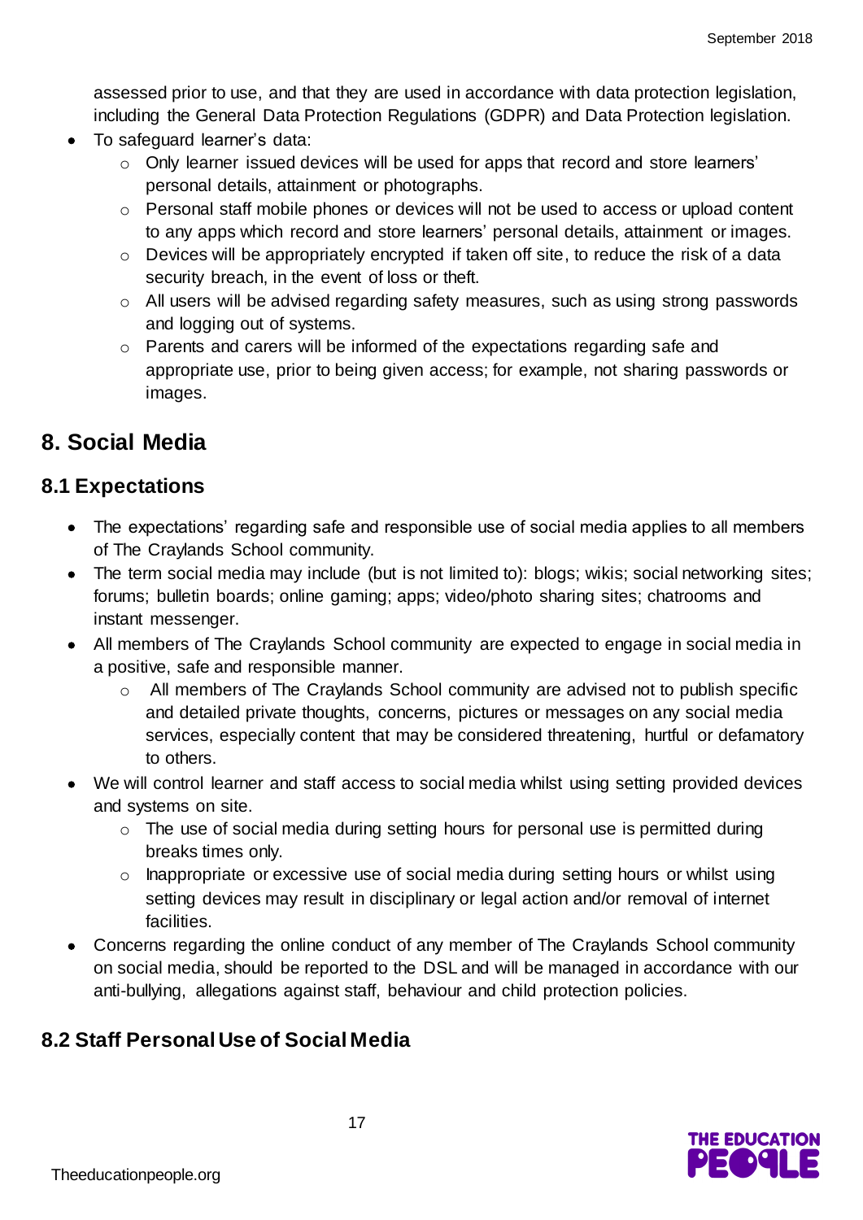assessed prior to use, and that they are used in accordance with data protection legislation, including the General Data Protection Regulations (GDPR) and Data Protection legislation.

- To safeguard learner's data:
    - Only learner issued devices will be used for apps that record and store learners' personal details, attainment or photographs.
    - Personal staff mobile phones or devices will not be used to access or upload content to any apps which record and store learners' personal details, attainment or images.
    - Devices will be appropriately encrypted if taken off site, to reduce the risk of a data security breach, in the event of loss or theft.
    - All users will be advised regarding safety measures, such as using strong passwords and logging out of systems.
    - Parents and carers will be informed of the expectations regarding safe and appropriate use, prior to being given access; for example, not sharing passwords or images.

## 8. Social Media

### 8.1 Expectations

- The expectations' regarding safe and responsible use of social media applies to all members of The Craylands School community.
- The term social media may include (but is not limited to): blogs; wikis; social networking sites; forums; bulletin boards; online gaming; apps; video/photo sharing sites; chatrooms and instant messenger.
- All members of The Craylands School community are expected to engage in social media in a positive, safe and responsible manner.
    - All members of The Craylands School community are advised not to publish specific and detailed private thoughts, concerns, pictures or messages on any social media services, especially content that may be considered threatening, hurtful or defamatory to others.
- We will control learner and staff access to social media whilst using setting provided devices and systems on site.
    - The use of social media during setting hours for personal use is permitted during breaks times only.
    - Inappropriate or excessive use of social media during setting hours or whilst using setting devices may result in disciplinary or legal action and/or removal of internet facilities.
- Concerns regarding the online conduct of any member of The Craylands School community on social media, should be reported to the DSL and will be managed in accordance with our anti-bullying, allegations against staff, behaviour and child protection policies.

### 8.2 Staff Personal Use of Social Media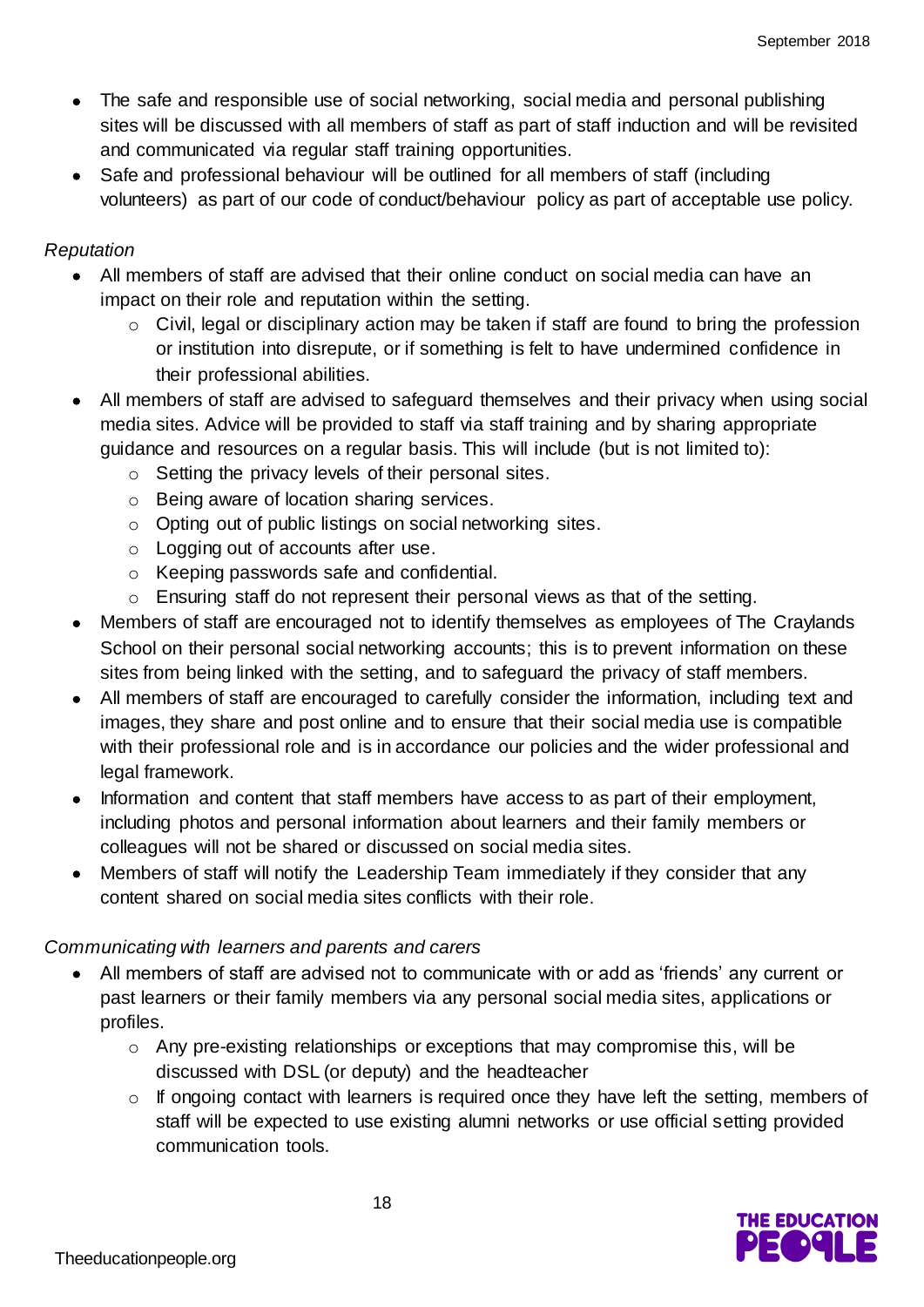- The safe and responsible use of social networking, social media and personal publishing sites will be discussed with all members of staff as part of staff induction and will be revisited and communicated via regular staff training opportunities.
- Safe and professional behaviour will be outlined for all members of staff (including volunteers) as part of our code of conduct/behaviour policy as part of acceptable use policy.

*Reputation*

- All members of staff are advised that their online conduct on social media can have an impact on their role and reputation within the setting.
    - Civil, legal or disciplinary action may be taken if staff are found to bring the profession or institution into disrepute, or if something is felt to have undermined confidence in their professional abilities.
- All members of staff are advised to safeguard themselves and their privacy when using social media sites. Advice will be provided to staff via staff training and by sharing appropriate guidance and resources on a regular basis. This will include (but is not limited to):
    - Setting the privacy levels of their personal sites.
    - Being aware of location sharing services.
    - Opting out of public listings on social networking sites.
    - Logging out of accounts after use.
    - Keeping passwords safe and confidential.
    - Ensuring staff do not represent their personal views as that of the setting.
- Members of staff are encouraged not to identify themselves as employees of The Craylands School on their personal social networking accounts; this is to prevent information on these sites from being linked with the setting, and to safeguard the privacy of staff members.
- All members of staff are encouraged to carefully consider the information, including text and images, they share and post online and to ensure that their social media use is compatible with their professional role and is in accordance our policies and the wider professional and legal framework.
- Information and content that staff members have access to as part of their employment, including photos and personal information about learners and their family members or colleagues will not be shared or discussed on social media sites.
- Members of staff will notify the Leadership Team immediately if they consider that any content shared on social media sites conflicts with their role.

*Communicating with learners and parents and carers*

- All members of staff are advised not to communicate with or add as 'friends' any current or past learners or their family members via any personal social media sites, applications or profiles.
    - Any pre-existing relationships or exceptions that may compromise this, will be discussed with DSL (or deputy) and the headteacher
    - If ongoing contact with learners is required once they have left the setting, members of staff will be expected to use existing alumni networks or use official setting provided communication tools.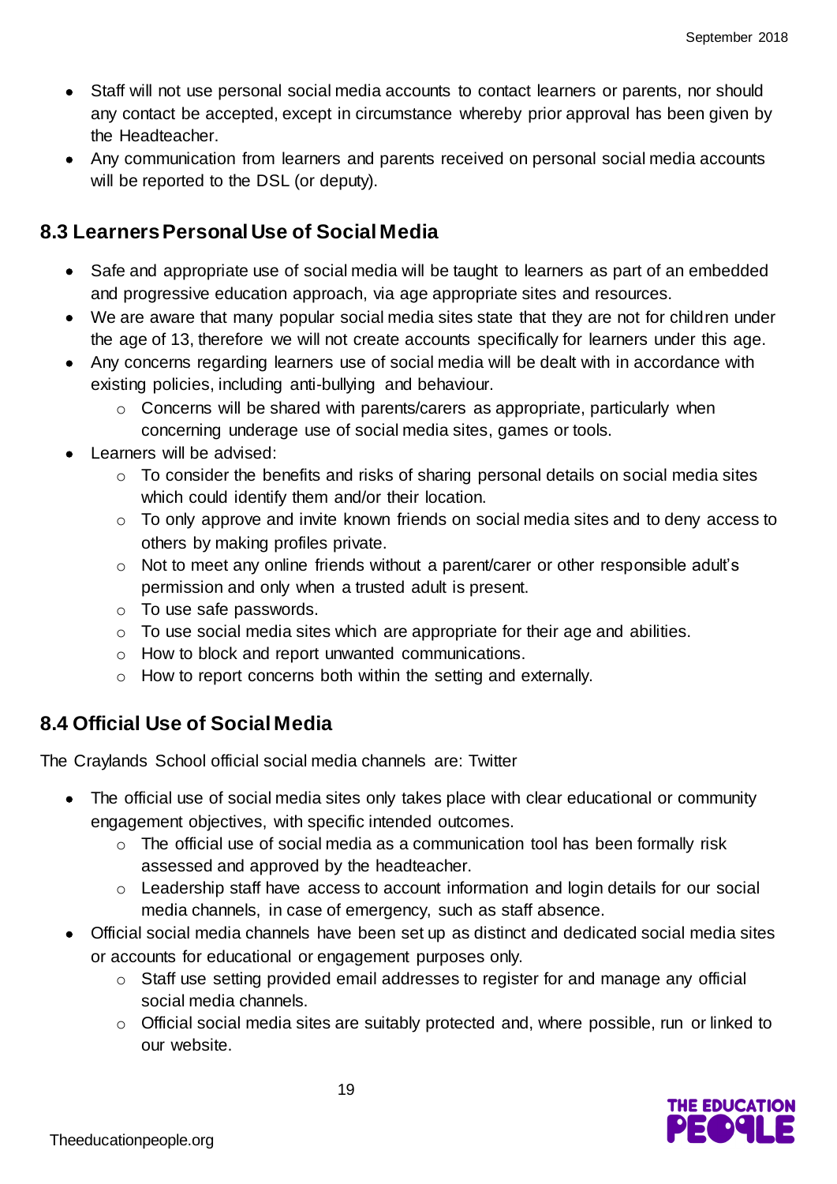- Staff will not use personal social media accounts to contact learners or parents, nor should any contact be accepted, except in circumstance whereby prior approval has been given by the Headteacher.
- Any communication from learners and parents received on personal social media accounts will be reported to the DSL (or deputy).

## 8.3 Learners Personal Use of Social Media

- Safe and appropriate use of social media will be taught to learners as part of an embedded and progressive education approach, via age appropriate sites and resources.
- We are aware that many popular social media sites state that they are not for children under the age of 13, therefore we will not create accounts specifically for learners under this age.
- Any concerns regarding learners use of social media will be dealt with in accordance with existing policies, including anti-bullying and behaviour.
  - Concerns will be shared with parents/carers as appropriate, particularly when concerning underage use of social media sites, games or tools.
- Learners will be advised:
  - To consider the benefits and risks of sharing personal details on social media sites which could identify them and/or their location.
  - To only approve and invite known friends on social media sites and to deny access to others by making profiles private.
  - Not to meet any online friends without a parent/carer or other responsible adult's permission and only when a trusted adult is present.
  - To use safe passwords.
  - To use social media sites which are appropriate for their age and abilities.
  - How to block and report unwanted communications.
  - How to report concerns both within the setting and externally.

## 8.4 Official Use of Social Media

The Craylands School official social media channels are: Twitter

- The official use of social media sites only takes place with clear educational or community engagement objectives, with specific intended outcomes.
  - The official use of social media as a communication tool has been formally risk assessed and approved by the headteacher.
  - Leadership staff have access to account information and login details for our social media channels, in case of emergency, such as staff absence.
- Official social media channels have been set up as distinct and dedicated social media sites or accounts for educational or engagement purposes only.
  - Staff use setting provided email addresses to register for and manage any official social media channels.
  - Official social media sites are suitably protected and, where possible, run or linked to our website.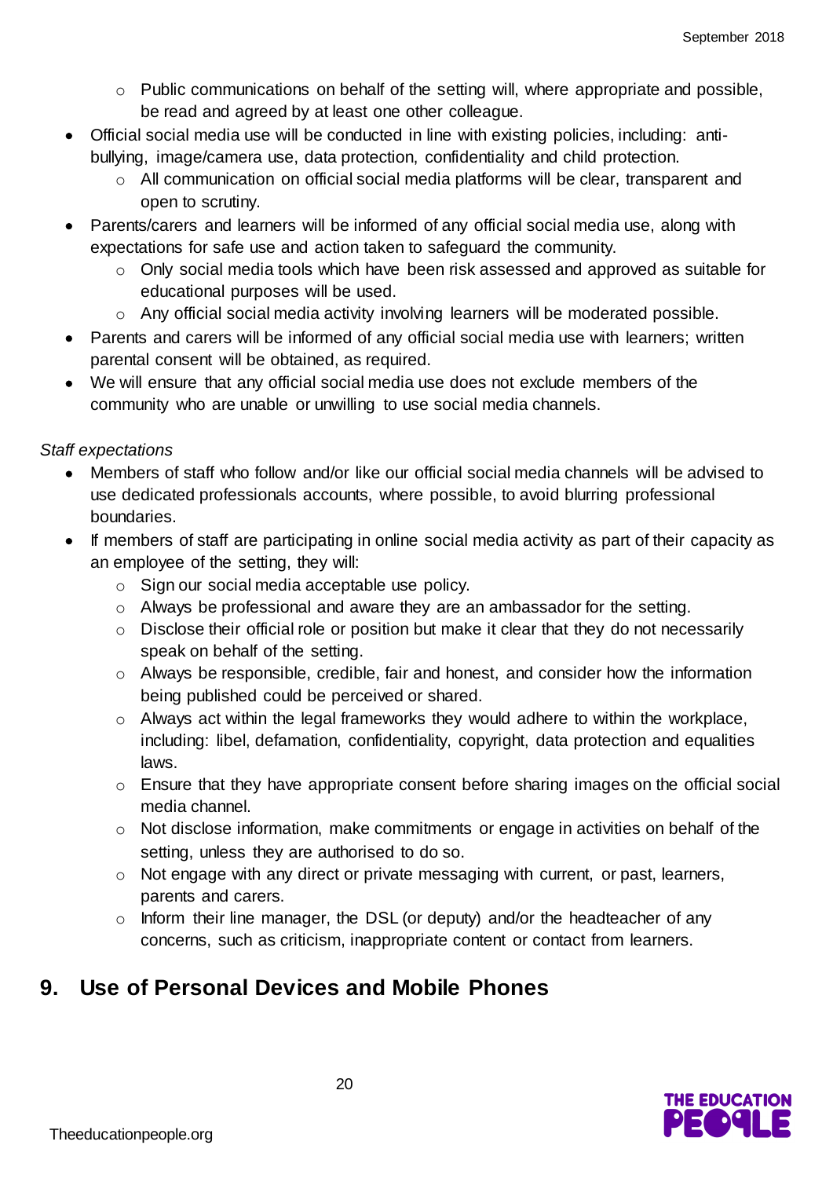- Public communications on behalf of the setting will, where appropriate and possible, be read and agreed by at least one other colleague.
- Official social media use will be conducted in line with existing policies, including: anti-bullying, image/camera use, data protection, confidentiality and child protection.
    - All communication on official social media platforms will be clear, transparent and open to scrutiny.
- Parents/carers and learners will be informed of any official social media use, along with expectations for safe use and action taken to safeguard the community.
    - Only social media tools which have been risk assessed and approved as suitable for educational purposes will be used.
    - Any official social media activity involving learners will be moderated possible.
- Parents and carers will be informed of any official social media use with learners; written parental consent will be obtained, as required.
- We will ensure that any official social media use does not exclude members of the community who are unable or unwilling to use social media channels.

*Staff expectations*

- Members of staff who follow and/or like our official social media channels will be advised to use dedicated professionals accounts, where possible, to avoid blurring professional boundaries.
- If members of staff are participating in online social media activity as part of their capacity as an employee of the setting, they will:
    - Sign our social media acceptable use policy.
    - Always be professional and aware they are an ambassador for the setting.
    - Disclose their official role or position but make it clear that they do not necessarily speak on behalf of the setting.
    - Always be responsible, credible, fair and honest, and consider how the information being published could be perceived or shared.
    - Always act within the legal frameworks they would adhere to within the workplace, including: libel, defamation, confidentiality, copyright, data protection and equalities laws.
    - Ensure that they have appropriate consent before sharing images on the official social media channel.
    - Not disclose information, make commitments or engage in activities on behalf of the setting, unless they are authorised to do so.
    - Not engage with any direct or private messaging with current, or past, learners, parents and carers.
    - Inform their line manager, the DSL (or deputy) and/or the headteacher of any concerns, such as criticism, inappropriate content or contact from learners.

## 9. Use of Personal Devices and Mobile Phones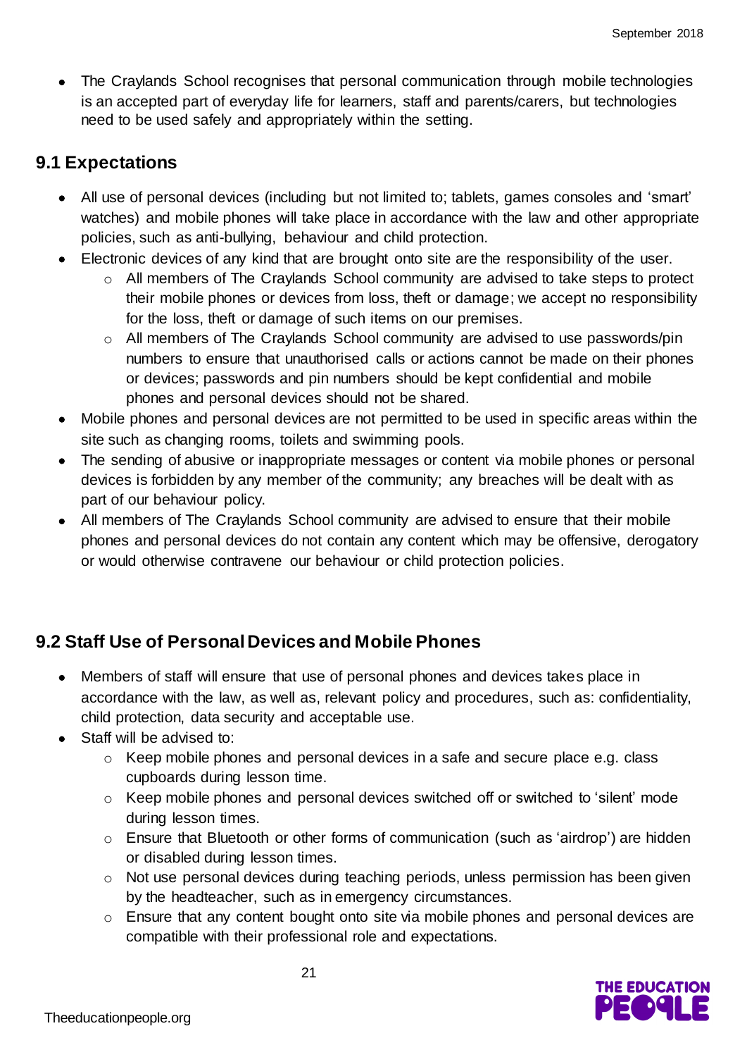- The Craylands School recognises that personal communication through mobile technologies is an accepted part of everyday life for learners, staff and parents/carers, but technologies need to be used safely and appropriately within the setting.

## 9.1 Expectations

- All use of personal devices (including but not limited to; tablets, games consoles and 'smart' watches) and mobile phones will take place in accordance with the law and other appropriate policies, such as anti-bullying, behaviour and child protection.
- Electronic devices of any kind that are brought onto site are the responsibility of the user.
    - All members of The Craylands School community are advised to take steps to protect their mobile phones or devices from loss, theft or damage; we accept no responsibility for the loss, theft or damage of such items on our premises.
    - All members of The Craylands School community are advised to use passwords/pin numbers to ensure that unauthorised calls or actions cannot be made on their phones or devices; passwords and pin numbers should be kept confidential and mobile phones and personal devices should not be shared.
- Mobile phones and personal devices are not permitted to be used in specific areas within the site such as changing rooms, toilets and swimming pools.
- The sending of abusive or inappropriate messages or content via mobile phones or personal devices is forbidden by any member of the community; any breaches will be dealt with as part of our behaviour policy.
- All members of The Craylands School community are advised to ensure that their mobile phones and personal devices do not contain any content which may be offensive, derogatory or would otherwise contravene our behaviour or child protection policies.

## 9.2 Staff Use of Personal Devices and Mobile Phones

- Members of staff will ensure that use of personal phones and devices takes place in accordance with the law, as well as, relevant policy and procedures, such as: confidentiality, child protection, data security and acceptable use.
- Staff will be advised to:
    - Keep mobile phones and personal devices in a safe and secure place e.g. class cupboards during lesson time.
    - Keep mobile phones and personal devices switched off or switched to 'silent' mode during lesson times.
    - Ensure that Bluetooth or other forms of communication (such as 'airdrop') are hidden or disabled during lesson times.
    - Not use personal devices during teaching periods, unless permission has been given by the headteacher, such as in emergency circumstances.
    - Ensure that any content bought onto site via mobile phones and personal devices are compatible with their professional role and expectations.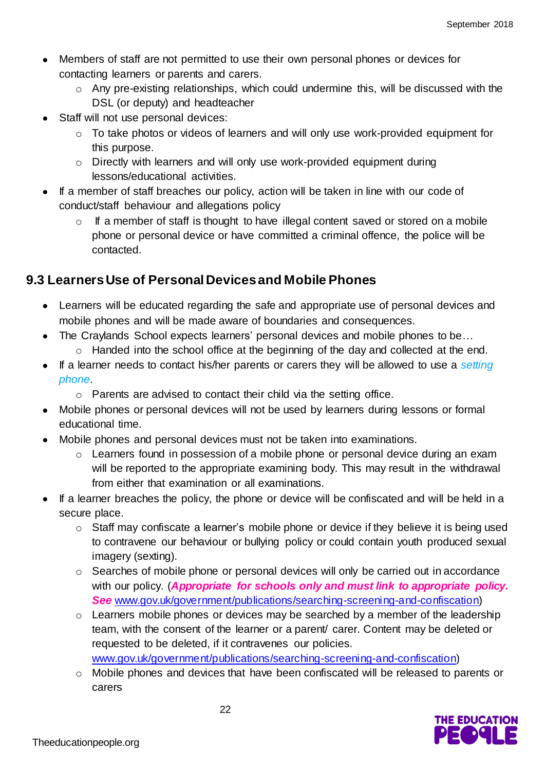- Members of staff are not permitted to use their own personal phones or devices for contacting learners or parents and carers.
    - Any pre-existing relationships, which could undermine this, will be discussed with the DSL (or deputy) and headteacher
- Staff will not use personal devices:
    - To take photos or videos of learners and will only use work-provided equipment for this purpose.
    - Directly with learners and will only use work-provided equipment during lessons/educational activities.
- If a member of staff breaches our policy, action will be taken in line with our code of conduct/staff behaviour and allegations policy
    - If a member of staff is thought to have illegal content saved or stored on a mobile phone or personal device or have committed a criminal offence, the police will be contacted.

## 9.3 Learners Use of Personal Devices and Mobile Phones

- Learners will be educated regarding the safe and appropriate use of personal devices and mobile phones and will be made aware of boundaries and consequences.
- The Craylands School expects learners' personal devices and mobile phones to be…
    - Handed into the school office at the beginning of the day and collected at the end.
- If a learner needs to contact his/her parents or carers they will be allowed to use a *setting phone*.
    - Parents are advised to contact their child via the setting office.
- Mobile phones or personal devices will not be used by learners during lessons or formal educational time.
- Mobile phones and personal devices must not be taken into examinations.
    - Learners found in possession of a mobile phone or personal device during an exam will be reported to the appropriate examining body. This may result in the withdrawal from either that examination or all examinations.
- If a learner breaches the policy, the phone or device will be confiscated and will be held in a secure place.
    - Staff may confiscate a learner's mobile phone or device if they believe it is being used to contravene our behaviour or bullying policy or could contain youth produced sexual imagery (sexting).
    - Searches of mobile phone or personal devices will only be carried out in accordance with our policy. (***Appropriate for schools only and must link to appropriate policy. See*** www.gov.uk/government/publications/searching-screening-and-confiscation)
    - Learners mobile phones or devices may be searched by a member of the leadership team, with the consent of the learner or a parent/ carer. Content may be deleted or requested to be deleted, if it contravenes our policies. www.gov.uk/government/publications/searching-screening-and-confiscation)
    - Mobile phones and devices that have been confiscated will be released to parents or carers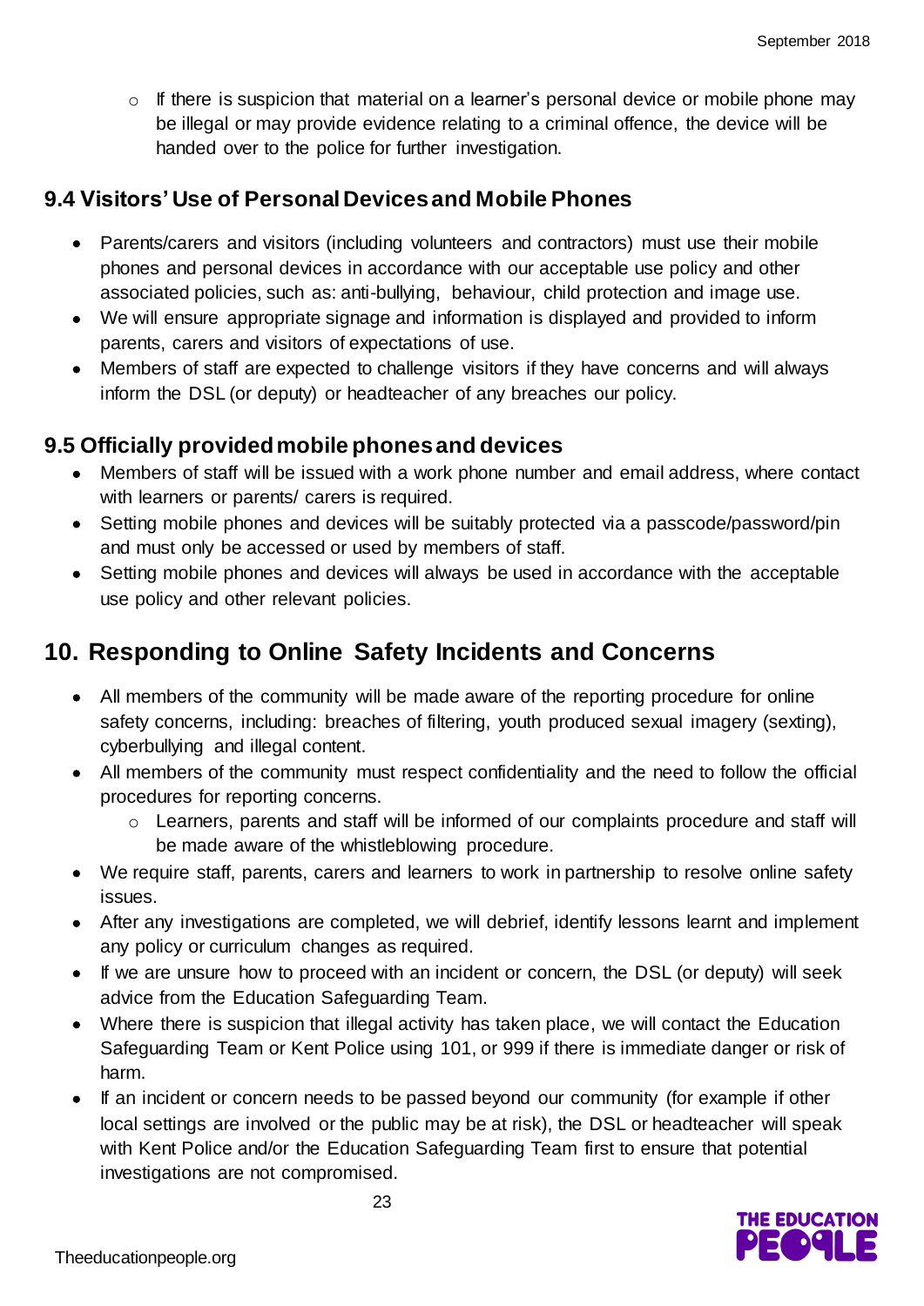- If there is suspicion that material on a learner's personal device or mobile phone may be illegal or may provide evidence relating to a criminal offence, the device will be handed over to the police for further investigation.

### 9.4 Visitors' Use of Personal Devices and Mobile Phones

- Parents/carers and visitors (including volunteers and contractors) must use their mobile phones and personal devices in accordance with our acceptable use policy and other associated policies, such as: anti-bullying, behaviour, child protection and image use.
- We will ensure appropriate signage and information is displayed and provided to inform parents, carers and visitors of expectations of use.
- Members of staff are expected to challenge visitors if they have concerns and will always inform the DSL (or deputy) or headteacher of any breaches our policy.

### 9.5 Officially provided mobile phones and devices

- Members of staff will be issued with a work phone number and email address, where contact with learners or parents/ carers is required.
- Setting mobile phones and devices will be suitably protected via a passcode/password/pin and must only be accessed or used by members of staff.
- Setting mobile phones and devices will always be used in accordance with the acceptable use policy and other relevant policies.

## 10. Responding to Online Safety Incidents and Concerns

- All members of the community will be made aware of the reporting procedure for online safety concerns, including: breaches of filtering, youth produced sexual imagery (sexting), cyberbullying and illegal content.
- All members of the community must respect confidentiality and the need to follow the official procedures for reporting concerns.
   - Learners, parents and staff will be informed of our complaints procedure and staff will be made aware of the whistleblowing procedure.
- We require staff, parents, carers and learners to work in partnership to resolve online safety issues.
- After any investigations are completed, we will debrief, identify lessons learnt and implement any policy or curriculum changes as required.
- If we are unsure how to proceed with an incident or concern, the DSL (or deputy) will seek advice from the Education Safeguarding Team.
- Where there is suspicion that illegal activity has taken place, we will contact the Education Safeguarding Team or Kent Police using 101, or 999 if there is immediate danger or risk of harm.
- If an incident or concern needs to be passed beyond our community (for example if other local settings are involved or the public may be at risk), the DSL or headteacher will speak with Kent Police and/or the Education Safeguarding Team first to ensure that potential investigations are not compromised.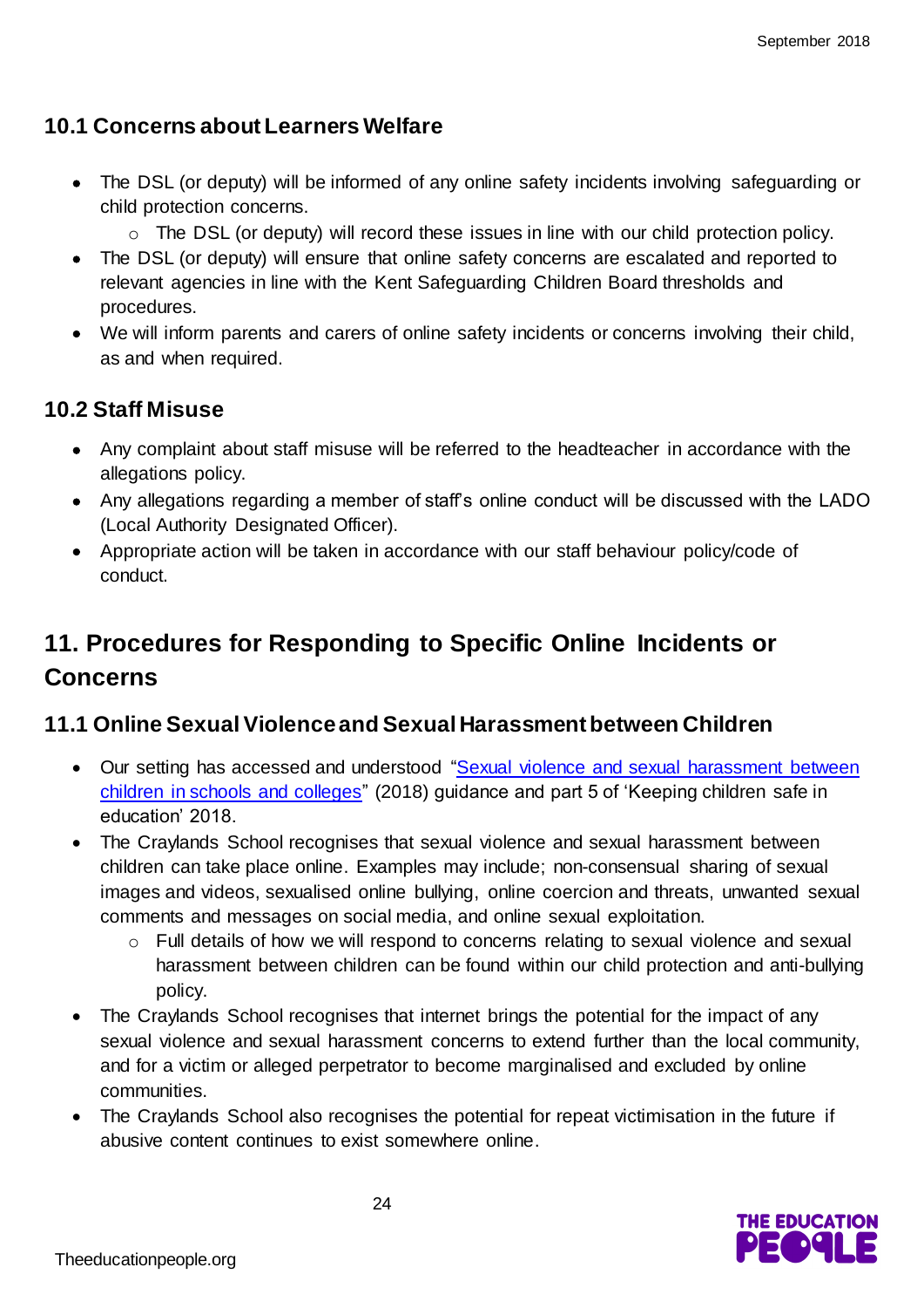### 10.1 Concerns about Learners Welfare

- The DSL (or deputy) will be informed of any online safety incidents involving safeguarding or child protection concerns.
  - The DSL (or deputy) will record these issues in line with our child protection policy.
- The DSL (or deputy) will ensure that online safety concerns are escalated and reported to relevant agencies in line with the Kent Safeguarding Children Board thresholds and procedures.
- We will inform parents and carers of online safety incidents or concerns involving their child, as and when required.

### 10.2 Staff Misuse

- Any complaint about staff misuse will be referred to the headteacher in accordance with the allegations policy.
- Any allegations regarding a member of staff's online conduct will be discussed with the LADO (Local Authority Designated Officer).
- Appropriate action will be taken in accordance with our staff behaviour policy/code of conduct.

## 11. Procedures for Responding to Specific Online Incidents or Concerns

### 11.1 Online Sexual Violence and Sexual Harassment between Children

- Our setting has accessed and understood "Sexual violence and sexual harassment between children in schools and colleges" (2018) guidance and part 5 of 'Keeping children safe in education' 2018.
- The Craylands School recognises that sexual violence and sexual harassment between children can take place online. Examples may include; non-consensual sharing of sexual images and videos, sexualised online bullying, online coercion and threats, unwanted sexual comments and messages on social media, and online sexual exploitation.
  - Full details of how we will respond to concerns relating to sexual violence and sexual harassment between children can be found within our child protection and anti-bullying policy.
- The Craylands School recognises that internet brings the potential for the impact of any sexual violence and sexual harassment concerns to extend further than the local community, and for a victim or alleged perpetrator to become marginalised and excluded by online communities.
- The Craylands School also recognises the potential for repeat victimisation in the future if abusive content continues to exist somewhere online.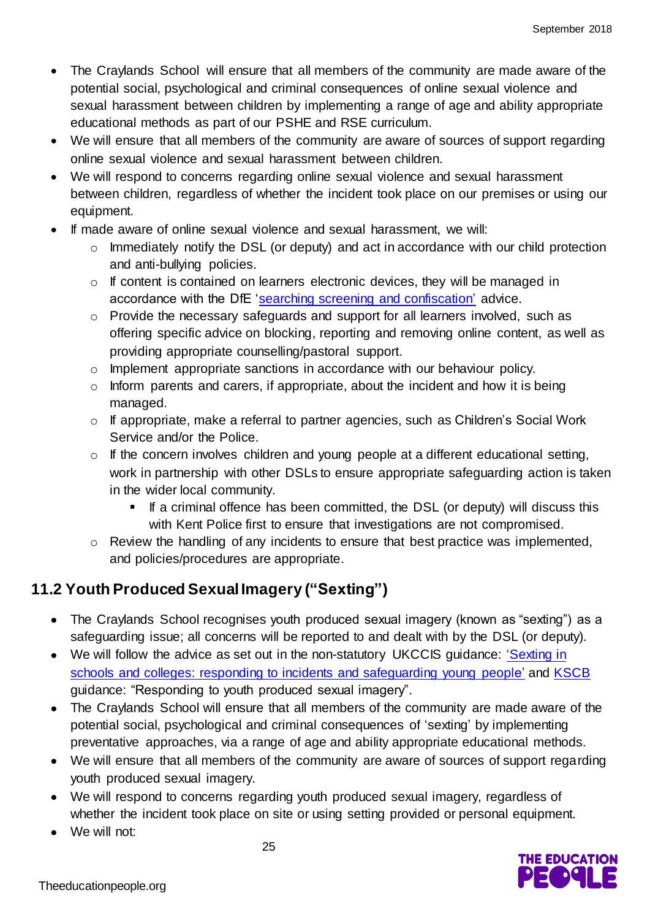- The Craylands School will ensure that all members of the community are made aware of the potential social, psychological and criminal consequences of online sexual violence and sexual harassment between children by implementing a range of age and ability appropriate educational methods as part of our PSHE and RSE curriculum.
- We will ensure that all members of the community are aware of sources of support regarding online sexual violence and sexual harassment between children.
- We will respond to concerns regarding online sexual violence and sexual harassment between children, regardless of whether the incident took place on our premises or using our equipment.
- If made aware of online sexual violence and sexual harassment, we will:
    - Immediately notify the DSL (or deputy) and act in accordance with our child protection and anti-bullying policies.
    - If content is contained on learners electronic devices, they will be managed in accordance with the DfE 'searching screening and confiscation' advice.
    - Provide the necessary safeguards and support for all learners involved, such as offering specific advice on blocking, reporting and removing online content, as well as providing appropriate counselling/pastoral support.
    - Implement appropriate sanctions in accordance with our behaviour policy.
    - Inform parents and carers, if appropriate, about the incident and how it is being managed.
    - If appropriate, make a referral to partner agencies, such as Children's Social Work Service and/or the Police.
    - If the concern involves children and young people at a different educational setting, work in partnership with other DSLs to ensure appropriate safeguarding action is taken in the wider local community.
        - If a criminal offence has been committed, the DSL (or deputy) will discuss this with Kent Police first to ensure that investigations are not compromised.
    - Review the handling of any incidents to ensure that best practice was implemented, and policies/procedures are appropriate.

## 11.2 Youth Produced Sexual Imagery ("Sexting")

- The Craylands School recognises youth produced sexual imagery (known as "sexting") as a safeguarding issue; all concerns will be reported to and dealt with by the DSL (or deputy).
- We will follow the advice as set out in the non-statutory UKCCIS guidance: 'Sexting in schools and colleges: responding to incidents and safeguarding young people' and KSCB guidance: "Responding to youth produced sexual imagery".
- The Craylands School will ensure that all members of the community are made aware of the potential social, psychological and criminal consequences of 'sexting' by implementing preventative approaches, via a range of age and ability appropriate educational methods.
- We will ensure that all members of the community are aware of sources of support regarding youth produced sexual imagery.
- We will respond to concerns regarding youth produced sexual imagery, regardless of whether the incident took place on site or using setting provided or personal equipment.
- We will not: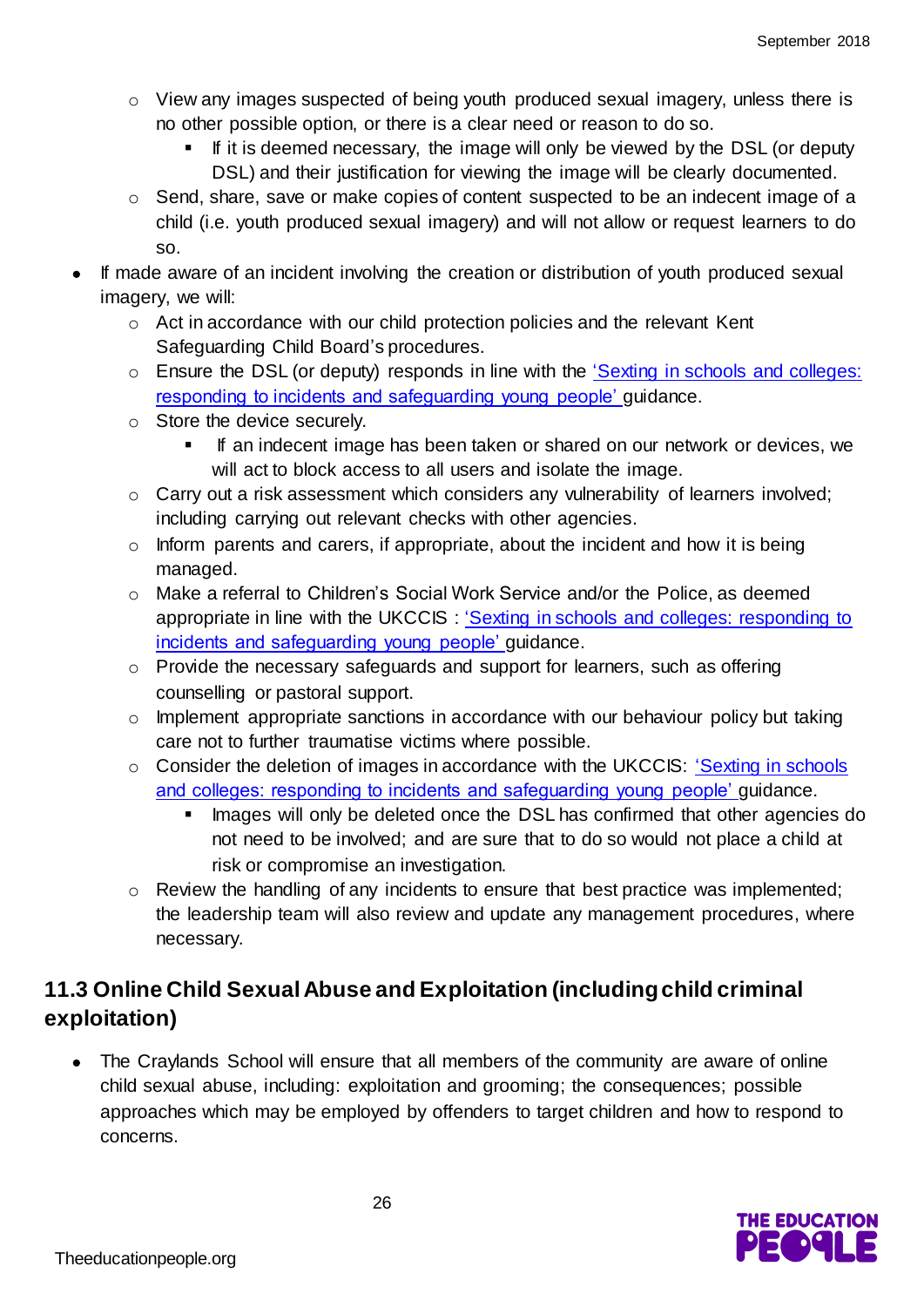- View any images suspected of being youth produced sexual imagery, unless there is no other possible option, or there is a clear need or reason to do so.
    - If it is deemed necessary, the image will only be viewed by the DSL (or deputy DSL) and their justification for viewing the image will be clearly documented.
  - Send, share, save or make copies of content suspected to be an indecent image of a child (i.e. youth produced sexual imagery) and will not allow or request learners to do so.
- If made aware of an incident involving the creation or distribution of youth produced sexual imagery, we will:
  - Act in accordance with our child protection policies and the relevant Kent Safeguarding Child Board's procedures.
  - Ensure the DSL (or deputy) responds in line with the 'Sexting in schools and colleges: responding to incidents and safeguarding young people' guidance.
  - Store the device securely.
    - If an indecent image has been taken or shared on our network or devices, we will act to block access to all users and isolate the image.
  - Carry out a risk assessment which considers any vulnerability of learners involved; including carrying out relevant checks with other agencies.
  - Inform parents and carers, if appropriate, about the incident and how it is being managed.
  - Make a referral to Children's Social Work Service and/or the Police, as deemed appropriate in line with the UKCCIS : 'Sexting in schools and colleges: responding to incidents and safeguarding young people' guidance.
  - Provide the necessary safeguards and support for learners, such as offering counselling or pastoral support.
  - Implement appropriate sanctions in accordance with our behaviour policy but taking care not to further traumatise victims where possible.
  - Consider the deletion of images in accordance with the UKCCIS: 'Sexting in schools and colleges: responding to incidents and safeguarding young people' guidance.
    - Images will only be deleted once the DSL has confirmed that other agencies do not need to be involved; and are sure that to do so would not place a child at risk or compromise an investigation.
  - Review the handling of any incidents to ensure that best practice was implemented; the leadership team will also review and update any management procedures, where necessary.

## 11.3 Online Child Sexual Abuse and Exploitation (including child criminal exploitation)

- The Craylands School will ensure that all members of the community are aware of online child sexual abuse, including: exploitation and grooming; the consequences; possible approaches which may be employed by offenders to target children and how to respond to concerns.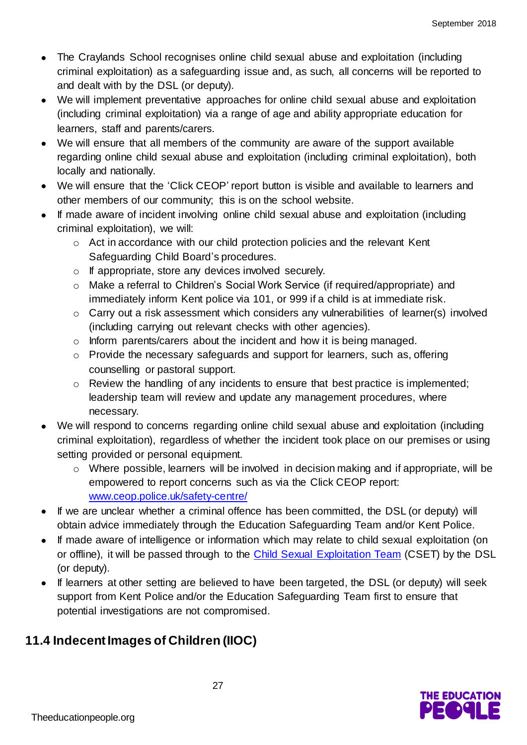- The Craylands School recognises online child sexual abuse and exploitation (including criminal exploitation) as a safeguarding issue and, as such, all concerns will be reported to and dealt with by the DSL (or deputy).
- We will implement preventative approaches for online child sexual abuse and exploitation (including criminal exploitation) via a range of age and ability appropriate education for learners, staff and parents/carers.
- We will ensure that all members of the community are aware of the support available regarding online child sexual abuse and exploitation (including criminal exploitation), both locally and nationally.
- We will ensure that the 'Click CEOP' report button is visible and available to learners and other members of our community; this is on the school website.
- If made aware of incident involving online child sexual abuse and exploitation (including criminal exploitation), we will:
    - Act in accordance with our child protection policies and the relevant Kent Safeguarding Child Board's procedures.
    - If appropriate, store any devices involved securely.
    - Make a referral to Children's Social Work Service (if required/appropriate) and immediately inform Kent police via 101, or 999 if a child is at immediate risk.
    - Carry out a risk assessment which considers any vulnerabilities of learner(s) involved (including carrying out relevant checks with other agencies).
    - Inform parents/carers about the incident and how it is being managed.
    - Provide the necessary safeguards and support for learners, such as, offering counselling or pastoral support.
    - Review the handling of any incidents to ensure that best practice is implemented; leadership team will review and update any management procedures, where necessary.
- We will respond to concerns regarding online child sexual abuse and exploitation (including criminal exploitation), regardless of whether the incident took place on our premises or using setting provided or personal equipment.
    - Where possible, learners will be involved in decision making and if appropriate, will be empowered to report concerns such as via the Click CEOP report: [www.ceop.police.uk/safety-centre/](www.ceop.police.uk/safety-centre/)
- If we are unclear whether a criminal offence has been committed, the DSL (or deputy) will obtain advice immediately through the Education Safeguarding Team and/or Kent Police.
- If made aware of intelligence or information which may relate to child sexual exploitation (on or offline), it will be passed through to the Child Sexual Exploitation Team (CSET) by the DSL (or deputy).
- If learners at other setting are believed to have been targeted, the DSL (or deputy) will seek support from Kent Police and/or the Education Safeguarding Team first to ensure that potential investigations are not compromised.

## 11.4 Indecent Images of Children (IIOC)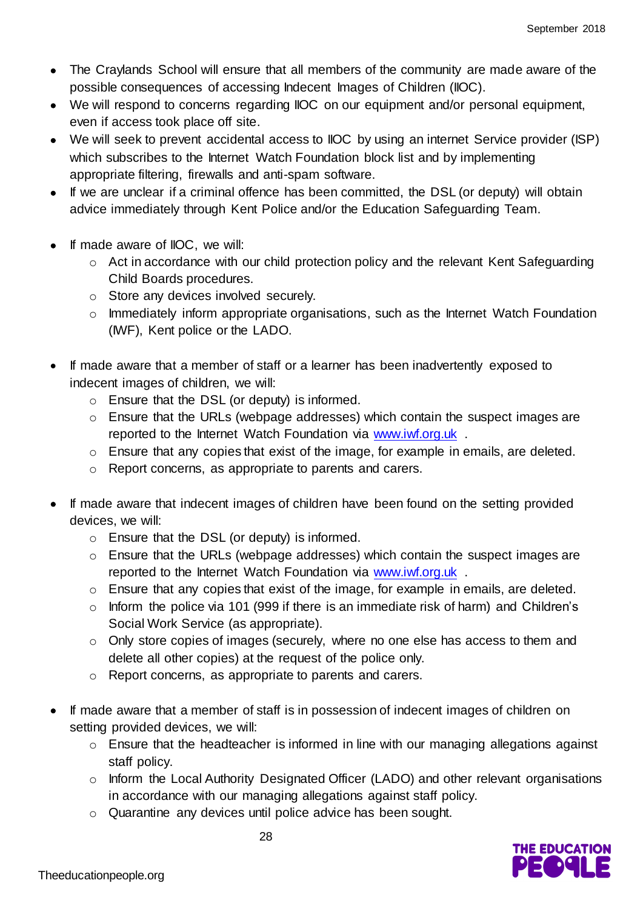- The Craylands School will ensure that all members of the community are made aware of the possible consequences of accessing Indecent Images of Children (IIOC).
- We will respond to concerns regarding IIOC on our equipment and/or personal equipment, even if access took place off site.
- We will seek to prevent accidental access to IIOC by using an internet Service provider (ISP) which subscribes to the Internet Watch Foundation block list and by implementing appropriate filtering, firewalls and anti-spam software.
- If we are unclear if a criminal offence has been committed, the DSL (or deputy) will obtain advice immediately through Kent Police and/or the Education Safeguarding Team.

- If made aware of IIOC, we will:
  - Act in accordance with our child protection policy and the relevant Kent Safeguarding Child Boards procedures.
  - Store any devices involved securely.
  - Immediately inform appropriate organisations, such as the Internet Watch Foundation (IWF), Kent police or the LADO.

- If made aware that a member of staff or a learner has been inadvertently exposed to indecent images of children, we will:
  - Ensure that the DSL (or deputy) is informed.
  - Ensure that the URLs (webpage addresses) which contain the suspect images are reported to the Internet Watch Foundation via [www.iwf.org.uk](http://www.iwf.org.uk) .
  - Ensure that any copies that exist of the image, for example in emails, are deleted.
  - Report concerns, as appropriate to parents and carers.

- If made aware that indecent images of children have been found on the setting provided devices, we will:
  - Ensure that the DSL (or deputy) is informed.
  - Ensure that the URLs (webpage addresses) which contain the suspect images are reported to the Internet Watch Foundation via [www.iwf.org.uk](http://www.iwf.org.uk) .
  - Ensure that any copies that exist of the image, for example in emails, are deleted.
  - Inform the police via 101 (999 if there is an immediate risk of harm) and Children's Social Work Service (as appropriate).
  - Only store copies of images (securely, where no one else has access to them and delete all other copies) at the request of the police only.
  - Report concerns, as appropriate to parents and carers.

- If made aware that a member of staff is in possession of indecent images of children on setting provided devices, we will:
  - Ensure that the headteacher is informed in line with our managing allegations against staff policy.
  - Inform the Local Authority Designated Officer (LADO) and other relevant organisations in accordance with our managing allegations against staff policy.
  - Quarantine any devices until police advice has been sought.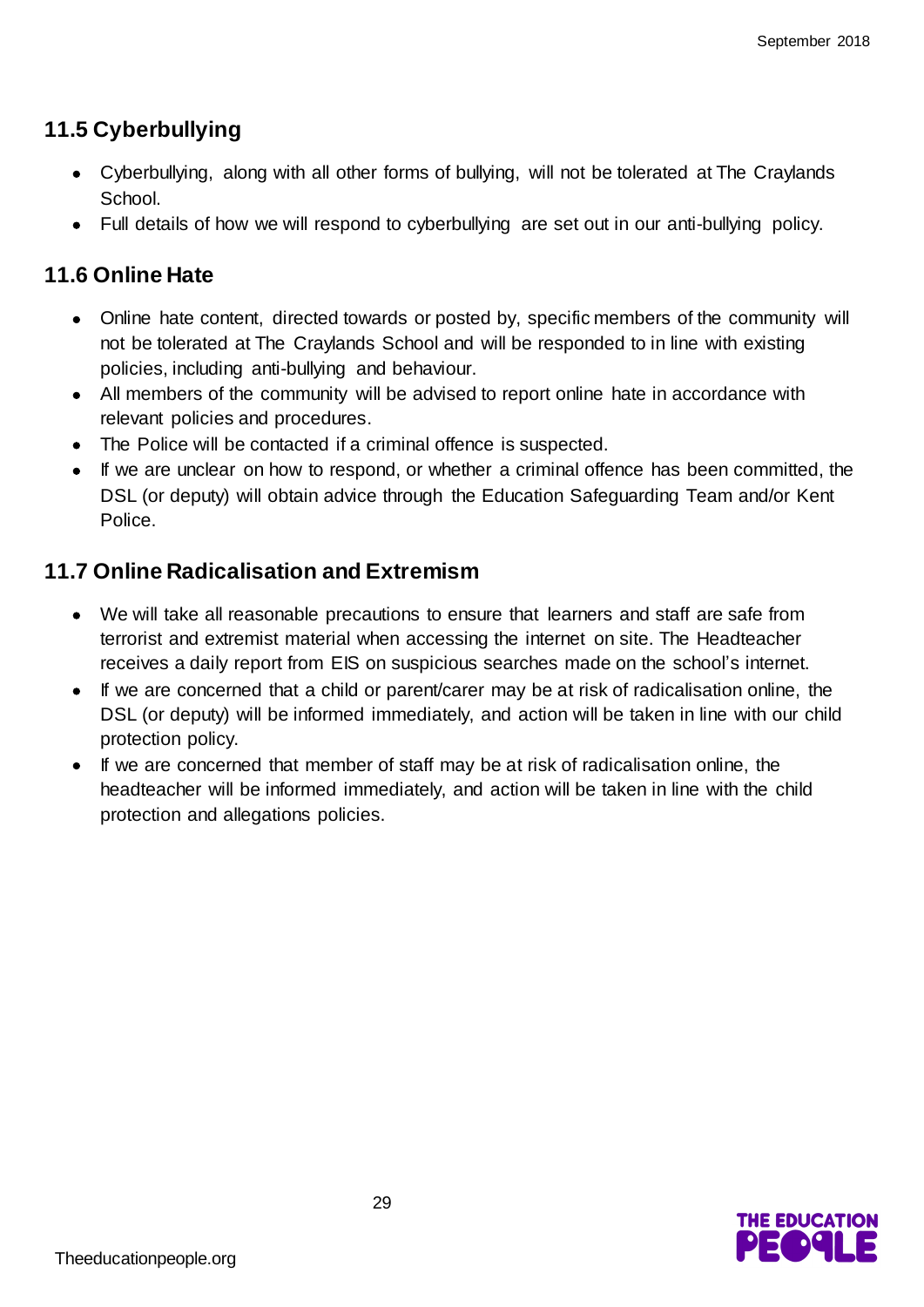## 11.5 Cyberbullying

- Cyberbullying, along with all other forms of bullying, will not be tolerated at The Craylands School.
- Full details of how we will respond to cyberbullying are set out in our anti-bullying policy.

## 11.6 Online Hate

- Online hate content, directed towards or posted by, specific members of the community will not be tolerated at The Craylands School and will be responded to in line with existing policies, including anti-bullying and behaviour.
- All members of the community will be advised to report online hate in accordance with relevant policies and procedures.
- The Police will be contacted if a criminal offence is suspected.
- If we are unclear on how to respond, or whether a criminal offence has been committed, the DSL (or deputy) will obtain advice through the Education Safeguarding Team and/or Kent Police.

## 11.7 Online Radicalisation and Extremism

- We will take all reasonable precautions to ensure that learners and staff are safe from terrorist and extremist material when accessing the internet on site. The Headteacher receives a daily report from EIS on suspicious searches made on the school's internet.
- If we are concerned that a child or parent/carer may be at risk of radicalisation online, the DSL (or deputy) will be informed immediately, and action will be taken in line with our child protection policy.
- If we are concerned that member of staff may be at risk of radicalisation online, the headteacher will be informed immediately, and action will be taken in line with the child protection and allegations policies.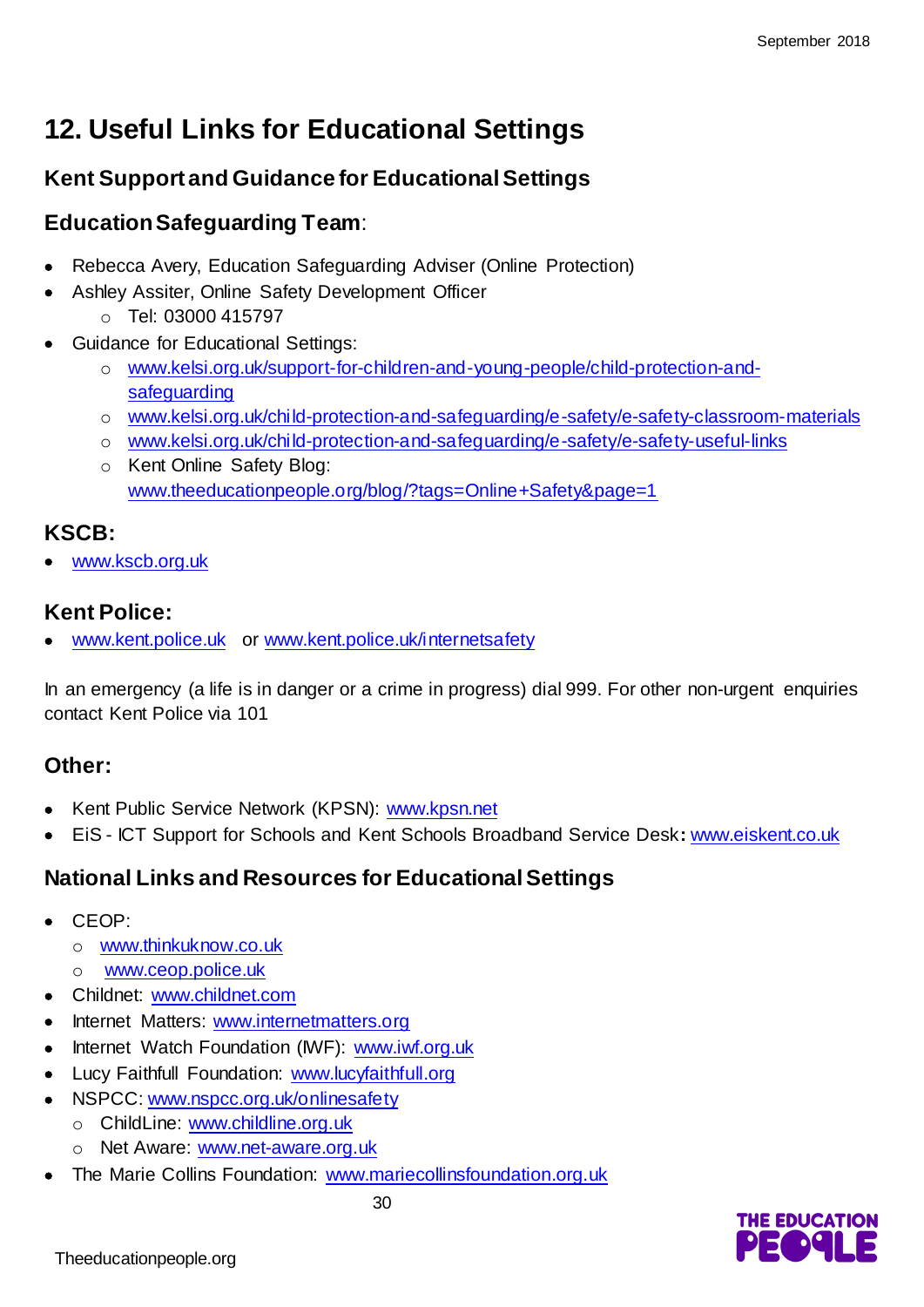# 12. Useful Links for Educational Settings

## Kent Support and Guidance for Educational Settings

### Education Safeguarding Team:

- Rebecca Avery, Education Safeguarding Adviser (Online Protection)
- Ashley Assiter, Online Safety Development Officer
    - Tel: 03000 415797
- Guidance for Educational Settings:
    - www.kelsi.org.uk/support-for-children-and-young-people/child-protection-and-safeguarding
    - www.kelsi.org.uk/child-protection-and-safeguarding/e-safety/e-safety-classroom-materials
    - www.kelsi.org.uk/child-protection-and-safeguarding/e-safety/e-safety-useful-links
    - Kent Online Safety Blog: www.theeducationpeople.org/blog/?tags=Online+Safety&page=1

### KSCB:

- www.kscb.org.uk

### Kent Police:

- www.kent.police.uk or www.kent.police.uk/internetsafety

In an emergency (a life is in danger or a crime in progress) dial 999. For other non-urgent enquiries contact Kent Police via 101

### Other:

- Kent Public Service Network (KPSN): www.kpsn.net
- EiS - ICT Support for Schools and Kent Schools Broadband Service Desk**:** www.eiskent.co.uk

## National Links and Resources for Educational Settings

- CEOP:
    - www.thinkuknow.co.uk
    - www.ceop.police.uk
- Childnet: www.childnet.com
- Internet Matters: www.internetmatters.org
- Internet Watch Foundation (IWF): www.iwf.org.uk
- Lucy Faithfull Foundation: www.lucyfaithfull.org
- NSPCC: www.nspcc.org.uk/onlinesafety
    - ChildLine: www.childline.org.uk
    - Net Aware: www.net-aware.org.uk
- The Marie Collins Foundation: www.mariecollinsfoundation.org.uk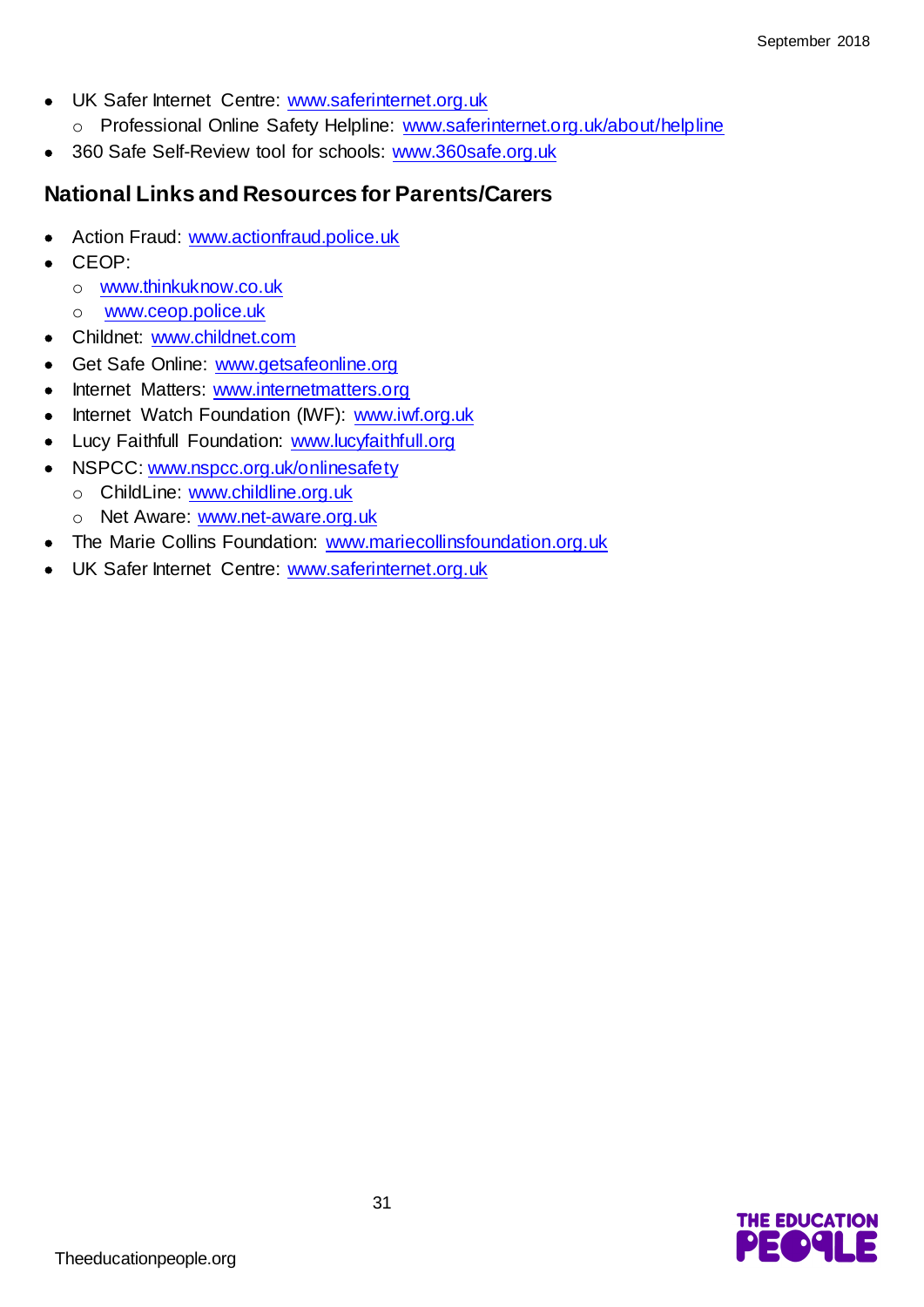- UK Safer Internet Centre: www.saferinternet.org.uk
  - Professional Online Safety Helpline: www.saferinternet.org.uk/about/helpline
- 360 Safe Self-Review tool for schools: www.360safe.org.uk

## National Links and Resources for Parents/Carers

- Action Fraud: www.actionfraud.police.uk
- CEOP:
  - www.thinkuknow.co.uk
  - www.ceop.police.uk
- Childnet: www.childnet.com
- Get Safe Online: www.getsafeonline.org
- Internet Matters: www.internetmatters.org
- Internet Watch Foundation (IWF): www.iwf.org.uk
- Lucy Faithfull Foundation: www.lucyfaithfull.org
- NSPCC: www.nspcc.org.uk/onlinesafety
  - ChildLine: www.childline.org.uk
  - Net Aware: www.net-aware.org.uk
- The Marie Collins Foundation: www.mariecollinsfoundation.org.uk
- UK Safer Internet Centre: www.saferinternet.org.uk